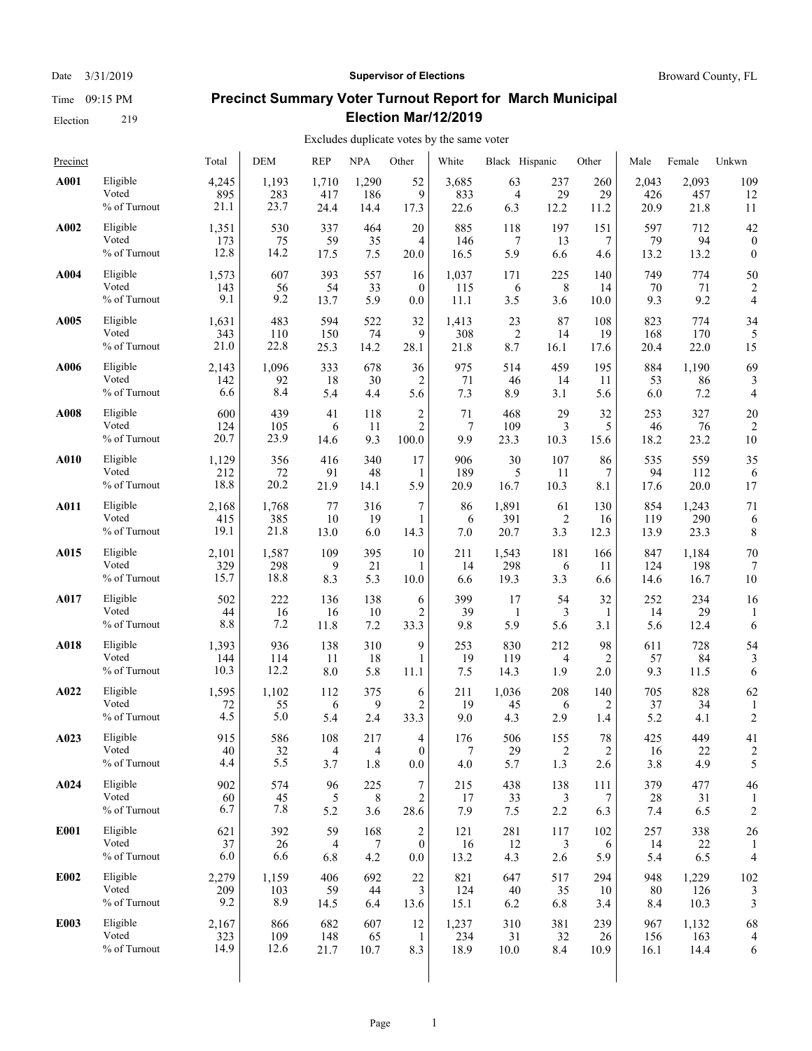Date 3/31/2019

Time 09:15 PM

Election 219

**Supervisor of Elections**

Broward County, FL

# Precinct Summary Voter Turnout Report for March Municipal Election Mar/12/2019

Excludes duplicate votes by the same voter

| Precinct | | Total | DEM | REP | NPA | Other | White | Black | Hispanic | Other | Male | Female | Unkwn |
|---|---|---|---|---|---|---|---|---|---|---|---|---|---|
| **A001** | Eligible | 4,245 | 1,193 | 1,710 | 1,290 | 52 | 3,685 | 63 | 237 | 260 | 2,043 | 2,093 | 109 |
| | Voted | 895 | 283 | 417 | 186 | 9 | 833 | 4 | 29 | 29 | 426 | 457 | 12 |
| | % of Turnout | 21.1 | 23.7 | 24.4 | 14.4 | 17.3 | 22.6 | 6.3 | 12.2 | 11.2 | 20.9 | 21.8 | 11 |
| **A002** | Eligible | 1,351 | 530 | 337 | 464 | 20 | 885 | 118 | 197 | 151 | 597 | 712 | 42 |
| | Voted | 173 | 75 | 59 | 35 | 4 | 146 | 7 | 13 | 7 | 79 | 94 | 0 |
| | % of Turnout | 12.8 | 14.2 | 17.5 | 7.5 | 20.0 | 16.5 | 5.9 | 6.6 | 4.6 | 13.2 | 13.2 | 0 |
| **A004** | Eligible | 1,573 | 607 | 393 | 557 | 16 | 1,037 | 171 | 225 | 140 | 749 | 774 | 50 |
| | Voted | 143 | 56 | 54 | 33 | 0 | 115 | 6 | 8 | 14 | 70 | 71 | 2 |
| | % of Turnout | 9.1 | 9.2 | 13.7 | 5.9 | 0.0 | 11.1 | 3.5 | 3.6 | 10.0 | 9.3 | 9.2 | 4 |
| **A005** | Eligible | 1,631 | 483 | 594 | 522 | 32 | 1,413 | 23 | 87 | 108 | 823 | 774 | 34 |
| | Voted | 343 | 110 | 150 | 74 | 9 | 308 | 2 | 14 | 19 | 168 | 170 | 5 |
| | % of Turnout | 21.0 | 22.8 | 25.3 | 14.2 | 28.1 | 21.8 | 8.7 | 16.1 | 17.6 | 20.4 | 22.0 | 15 |
| **A006** | Eligible | 2,143 | 1,096 | 333 | 678 | 36 | 975 | 514 | 459 | 195 | 884 | 1,190 | 69 |
| | Voted | 142 | 92 | 18 | 30 | 2 | 71 | 46 | 14 | 11 | 53 | 86 | 3 |
| | % of Turnout | 6.6 | 8.4 | 5.4 | 4.4 | 5.6 | 7.3 | 8.9 | 3.1 | 5.6 | 6.0 | 7.2 | 4 |
| **A008** | Eligible | 600 | 439 | 41 | 118 | 2 | 71 | 468 | 29 | 32 | 253 | 327 | 20 |
| | Voted | 124 | 105 | 6 | 11 | 2 | 7 | 109 | 3 | 5 | 46 | 76 | 2 |
| | % of Turnout | 20.7 | 23.9 | 14.6 | 9.3 | 100.0 | 9.9 | 23.3 | 10.3 | 15.6 | 18.2 | 23.2 | 10 |
| **A010** | Eligible | 1,129 | 356 | 416 | 340 | 17 | 906 | 30 | 107 | 86 | 535 | 559 | 35 |
| | Voted | 212 | 72 | 91 | 48 | 1 | 189 | 5 | 11 | 7 | 94 | 112 | 6 |
| | % of Turnout | 18.8 | 20.2 | 21.9 | 14.1 | 5.9 | 20.9 | 16.7 | 10.3 | 8.1 | 17.6 | 20.0 | 17 |
| **A011** | Eligible | 2,168 | 1,768 | 77 | 316 | 7 | 86 | 1,891 | 61 | 130 | 854 | 1,243 | 71 |
| | Voted | 415 | 385 | 10 | 19 | 1 | 6 | 391 | 2 | 16 | 119 | 290 | 6 |
| | % of Turnout | 19.1 | 21.8 | 13.0 | 6.0 | 14.3 | 7.0 | 20.7 | 3.3 | 12.3 | 13.9 | 23.3 | 8 |
| **A015** | Eligible | 2,101 | 1,587 | 109 | 395 | 10 | 211 | 1,543 | 181 | 166 | 847 | 1,184 | 70 |
| | Voted | 329 | 298 | 9 | 21 | 1 | 14 | 298 | 6 | 11 | 124 | 198 | 7 |
| | % of Turnout | 15.7 | 18.8 | 8.3 | 5.3 | 10.0 | 6.6 | 19.3 | 3.3 | 6.6 | 14.6 | 16.7 | 10 |
| **A017** | Eligible | 502 | 222 | 136 | 138 | 6 | 399 | 17 | 54 | 32 | 252 | 234 | 16 |
| | Voted | 44 | 16 | 16 | 10 | 2 | 39 | 1 | 3 | 1 | 14 | 29 | 1 |
| | % of Turnout | 8.8 | 7.2 | 11.8 | 7.2 | 33.3 | 9.8 | 5.9 | 5.6 | 3.1 | 5.6 | 12.4 | 6 |
| **A018** | Eligible | 1,393 | 936 | 138 | 310 | 9 | 253 | 830 | 212 | 98 | 611 | 728 | 54 |
| | Voted | 144 | 114 | 11 | 18 | 1 | 19 | 119 | 4 | 2 | 57 | 84 | 3 |
| | % of Turnout | 10.3 | 12.2 | 8.0 | 5.8 | 11.1 | 7.5 | 14.3 | 1.9 | 2.0 | 9.3 | 11.5 | 6 |
| **A022** | Eligible | 1,595 | 1,102 | 112 | 375 | 6 | 211 | 1,036 | 208 | 140 | 705 | 828 | 62 |
| | Voted | 72 | 55 | 6 | 9 | 2 | 19 | 45 | 6 | 2 | 37 | 34 | 1 |
| | % of Turnout | 4.5 | 5.0 | 5.4 | 2.4 | 33.3 | 9.0 | 4.3 | 2.9 | 1.4 | 5.2 | 4.1 | 2 |
| **A023** | Eligible | 915 | 586 | 108 | 217 | 4 | 176 | 506 | 155 | 78 | 425 | 449 | 41 |
| | Voted | 40 | 32 | 4 | 4 | 0 | 7 | 29 | 2 | 2 | 16 | 22 | 2 |
| | % of Turnout | 4.4 | 5.5 | 3.7 | 1.8 | 0.0 | 4.0 | 5.7 | 1.3 | 2.6 | 3.8 | 4.9 | 5 |
| **A024** | Eligible | 902 | 574 | 96 | 225 | 7 | 215 | 438 | 138 | 111 | 379 | 477 | 46 |
| | Voted | 60 | 45 | 5 | 8 | 2 | 17 | 33 | 3 | 7 | 28 | 31 | 1 |
| | % of Turnout | 6.7 | 7.8 | 5.2 | 3.6 | 28.6 | 7.9 | 7.5 | 2.2 | 6.3 | 7.4 | 6.5 | 2 |
| **E001** | Eligible | 621 | 392 | 59 | 168 | 2 | 121 | 281 | 117 | 102 | 257 | 338 | 26 |
| | Voted | 37 | 26 | 4 | 7 | 0 | 16 | 12 | 3 | 6 | 14 | 22 | 1 |
| | % of Turnout | 6.0 | 6.6 | 6.8 | 4.2 | 0.0 | 13.2 | 4.3 | 2.6 | 5.9 | 5.4 | 6.5 | 4 |
| **E002** | Eligible | 2,279 | 1,159 | 406 | 692 | 22 | 821 | 647 | 517 | 294 | 948 | 1,229 | 102 |
| | Voted | 209 | 103 | 59 | 44 | 3 | 124 | 40 | 35 | 10 | 80 | 126 | 3 |
| | % of Turnout | 9.2 | 8.9 | 14.5 | 6.4 | 13.6 | 15.1 | 6.2 | 6.8 | 3.4 | 8.4 | 10.3 | 3 |
| **E003** | Eligible | 2,167 | 866 | 682 | 607 | 12 | 1,237 | 310 | 381 | 239 | 967 | 1,132 | 68 |
| | Voted | 323 | 109 | 148 | 65 | 1 | 234 | 31 | 32 | 26 | 156 | 163 | 4 |
| | % of Turnout | 14.9 | 12.6 | 21.7 | 10.7 | 8.3 | 18.9 | 10.0 | 8.4 | 10.9 | 16.1 | 14.4 | 6 |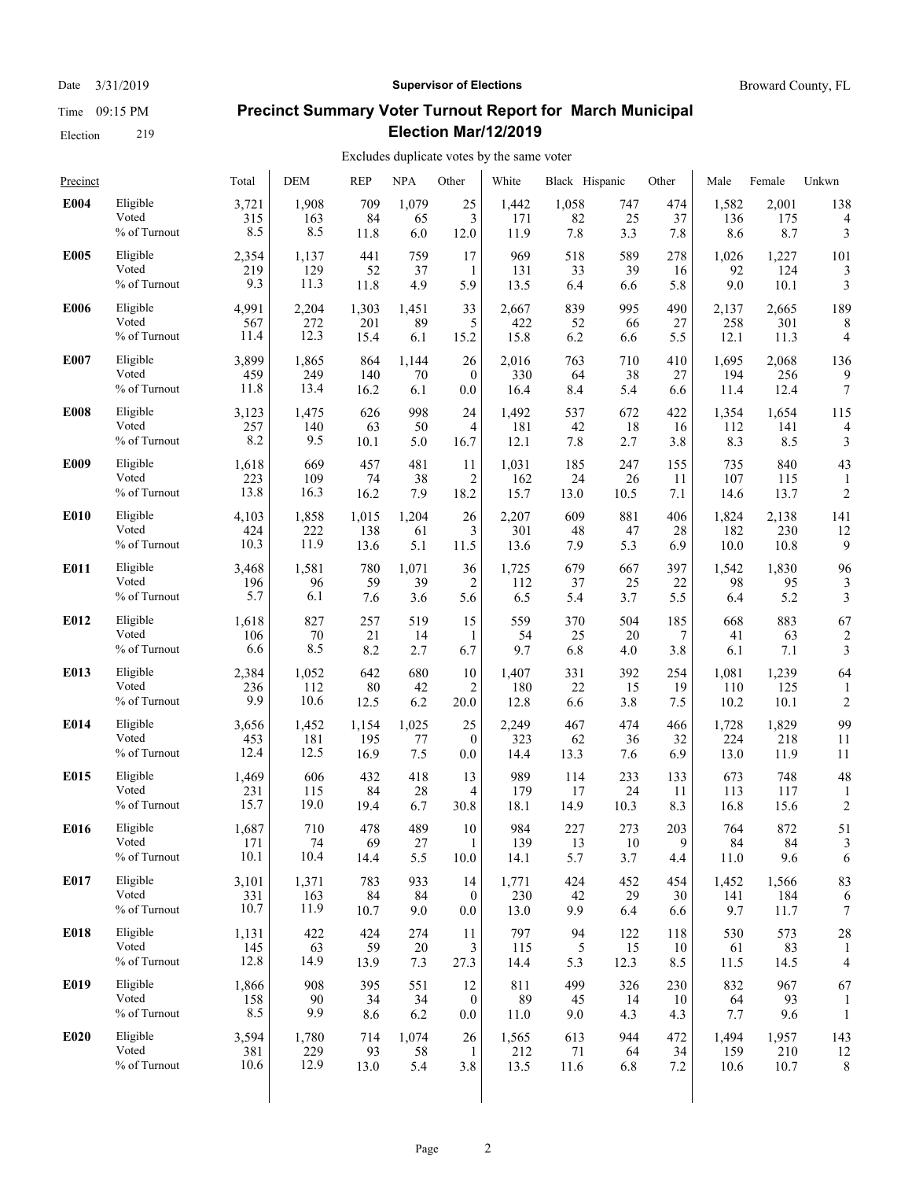Date 3/31/2019

Time 09:15 PM

Election 219

**Supervisor of Elections**

Broward County, FL

## Precinct Summary Voter Turnout Report for March Municipal Election Mar/12/2019

Excludes duplicate votes by the same voter

| Precinct | | Total | DEM | REP | NPA | Other | White | Black | Hispanic | Other | Male | Female | Unkwn |
|---|---|---|---|---|---|---|---|---|---|---|---|---|---|
| **E004** | Eligible | 3,721 | 1,908 | 709 | 1,079 | 25 | 1,442 | 1,058 | 747 | 474 | 1,582 | 2,001 | 138 |
| | Voted | 315 | 163 | 84 | 65 | 3 | 171 | 82 | 25 | 37 | 136 | 175 | 4 |
| | % of Turnout | 8.5 | 8.5 | 11.8 | 6.0 | 12.0 | 11.9 | 7.8 | 3.3 | 7.8 | 8.6 | 8.7 | 3 |
| **E005** | Eligible | 2,354 | 1,137 | 441 | 759 | 17 | 969 | 518 | 589 | 278 | 1,026 | 1,227 | 101 |
| | Voted | 219 | 129 | 52 | 37 | 1 | 131 | 33 | 39 | 16 | 92 | 124 | 3 |
| | % of Turnout | 9.3 | 11.3 | 11.8 | 4.9 | 5.9 | 13.5 | 6.4 | 6.6 | 5.8 | 9.0 | 10.1 | 3 |
| **E006** | Eligible | 4,991 | 2,204 | 1,303 | 1,451 | 33 | 2,667 | 839 | 995 | 490 | 2,137 | 2,665 | 189 |
| | Voted | 567 | 272 | 201 | 89 | 5 | 422 | 52 | 66 | 27 | 258 | 301 | 8 |
| | % of Turnout | 11.4 | 12.3 | 15.4 | 6.1 | 15.2 | 15.8 | 6.2 | 6.6 | 5.5 | 12.1 | 11.3 | 4 |
| **E007** | Eligible | 3,899 | 1,865 | 864 | 1,144 | 26 | 2,016 | 763 | 710 | 410 | 1,695 | 2,068 | 136 |
| | Voted | 459 | 249 | 140 | 70 | 0 | 330 | 64 | 38 | 27 | 194 | 256 | 9 |
| | % of Turnout | 11.8 | 13.4 | 16.2 | 6.1 | 0.0 | 16.4 | 8.4 | 5.4 | 6.6 | 11.4 | 12.4 | 7 |
| **E008** | Eligible | 3,123 | 1,475 | 626 | 998 | 24 | 1,492 | 537 | 672 | 422 | 1,354 | 1,654 | 115 |
| | Voted | 257 | 140 | 63 | 50 | 4 | 181 | 42 | 18 | 16 | 112 | 141 | 4 |
| | % of Turnout | 8.2 | 9.5 | 10.1 | 5.0 | 16.7 | 12.1 | 7.8 | 2.7 | 3.8 | 8.3 | 8.5 | 3 |
| **E009** | Eligible | 1,618 | 669 | 457 | 481 | 11 | 1,031 | 185 | 247 | 155 | 735 | 840 | 43 |
| | Voted | 223 | 109 | 74 | 38 | 2 | 162 | 24 | 26 | 11 | 107 | 115 | 1 |
| | % of Turnout | 13.8 | 16.3 | 16.2 | 7.9 | 18.2 | 15.7 | 13.0 | 10.5 | 7.1 | 14.6 | 13.7 | 2 |
| **E010** | Eligible | 4,103 | 1,858 | 1,015 | 1,204 | 26 | 2,207 | 609 | 881 | 406 | 1,824 | 2,138 | 141 |
| | Voted | 424 | 222 | 138 | 61 | 3 | 301 | 48 | 47 | 28 | 182 | 230 | 12 |
| | % of Turnout | 10.3 | 11.9 | 13.6 | 5.1 | 11.5 | 13.6 | 7.9 | 5.3 | 6.9 | 10.0 | 10.8 | 9 |
| **E011** | Eligible | 3,468 | 1,581 | 780 | 1,071 | 36 | 1,725 | 679 | 667 | 397 | 1,542 | 1,830 | 96 |
| | Voted | 196 | 96 | 59 | 39 | 2 | 112 | 37 | 25 | 22 | 98 | 95 | 3 |
| | % of Turnout | 5.7 | 6.1 | 7.6 | 3.6 | 5.6 | 6.5 | 5.4 | 3.7 | 5.5 | 6.4 | 5.2 | 3 |
| **E012** | Eligible | 1,618 | 827 | 257 | 519 | 15 | 559 | 370 | 504 | 185 | 668 | 883 | 67 |
| | Voted | 106 | 70 | 21 | 14 | 1 | 54 | 25 | 20 | 7 | 41 | 63 | 2 |
| | % of Turnout | 6.6 | 8.5 | 8.2 | 2.7 | 6.7 | 9.7 | 6.8 | 4.0 | 3.8 | 6.1 | 7.1 | 3 |
| **E013** | Eligible | 2,384 | 1,052 | 642 | 680 | 10 | 1,407 | 331 | 392 | 254 | 1,081 | 1,239 | 64 |
| | Voted | 236 | 112 | 80 | 42 | 2 | 180 | 22 | 15 | 19 | 110 | 125 | 1 |
| | % of Turnout | 9.9 | 10.6 | 12.5 | 6.2 | 20.0 | 12.8 | 6.6 | 3.8 | 7.5 | 10.2 | 10.1 | 2 |
| **E014** | Eligible | 3,656 | 1,452 | 1,154 | 1,025 | 25 | 2,249 | 467 | 474 | 466 | 1,728 | 1,829 | 99 |
| | Voted | 453 | 181 | 195 | 77 | 0 | 323 | 62 | 36 | 32 | 224 | 218 | 11 |
| | % of Turnout | 12.4 | 12.5 | 16.9 | 7.5 | 0.0 | 14.4 | 13.3 | 7.6 | 6.9 | 13.0 | 11.9 | 11 |
| **E015** | Eligible | 1,469 | 606 | 432 | 418 | 13 | 989 | 114 | 233 | 133 | 673 | 748 | 48 |
| | Voted | 231 | 115 | 84 | 28 | 4 | 179 | 17 | 24 | 11 | 113 | 117 | 1 |
| | % of Turnout | 15.7 | 19.0 | 19.4 | 6.7 | 30.8 | 18.1 | 14.9 | 10.3 | 8.3 | 16.8 | 15.6 | 2 |
| **E016** | Eligible | 1,687 | 710 | 478 | 489 | 10 | 984 | 227 | 273 | 203 | 764 | 872 | 51 |
| | Voted | 171 | 74 | 69 | 27 | 1 | 139 | 13 | 10 | 9 | 84 | 84 | 3 |
| | % of Turnout | 10.1 | 10.4 | 14.4 | 5.5 | 10.0 | 14.1 | 5.7 | 3.7 | 4.4 | 11.0 | 9.6 | 6 |
| **E017** | Eligible | 3,101 | 1,371 | 783 | 933 | 14 | 1,771 | 424 | 452 | 454 | 1,452 | 1,566 | 83 |
| | Voted | 331 | 163 | 84 | 84 | 0 | 230 | 42 | 29 | 30 | 141 | 184 | 6 |
| | % of Turnout | 10.7 | 11.9 | 10.7 | 9.0 | 0.0 | 13.0 | 9.9 | 6.4 | 6.6 | 9.7 | 11.7 | 7 |
| **E018** | Eligible | 1,131 | 422 | 424 | 274 | 11 | 797 | 94 | 122 | 118 | 530 | 573 | 28 |
| | Voted | 145 | 63 | 59 | 20 | 3 | 115 | 5 | 15 | 10 | 61 | 83 | 1 |
| | % of Turnout | 12.8 | 14.9 | 13.9 | 7.3 | 27.3 | 14.4 | 5.3 | 12.3 | 8.5 | 11.5 | 14.5 | 4 |
| **E019** | Eligible | 1,866 | 908 | 395 | 551 | 12 | 811 | 499 | 326 | 230 | 832 | 967 | 67 |
| | Voted | 158 | 90 | 34 | 34 | 0 | 89 | 45 | 14 | 10 | 64 | 93 | 1 |
| | % of Turnout | 8.5 | 9.9 | 8.6 | 6.2 | 0.0 | 11.0 | 9.0 | 4.3 | 4.3 | 7.7 | 9.6 | 1 |
| **E020** | Eligible | 3,594 | 1,780 | 714 | 1,074 | 26 | 1,565 | 613 | 944 | 472 | 1,494 | 1,957 | 143 |
| | Voted | 381 | 229 | 93 | 58 | 1 | 212 | 71 | 64 | 34 | 159 | 210 | 12 |
| | % of Turnout | 10.6 | 12.9 | 13.0 | 5.4 | 3.8 | 13.5 | 11.6 | 6.8 | 7.2 | 10.6 | 10.7 | 8 |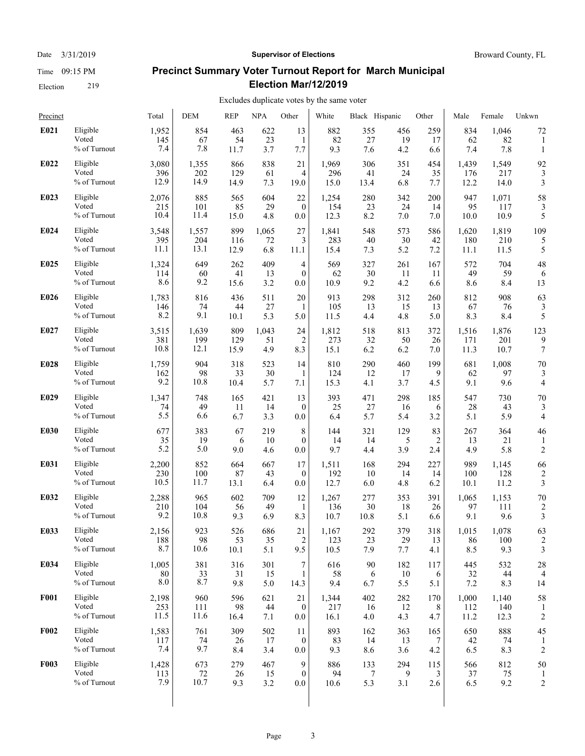Date 3/31/2019 | **Supervisor of Elections** | Broward County, FL

Time 09:15 PM

Election 219

## Precinct Summary Voter Turnout Report for March Municipal Election Mar/12/2019

Excludes duplicate votes by the same voter

| Precinct | | Total | DEM | REP | NPA | Other | White | Black | Hispanic | Other | Male | Female | Unkwn |
|---|---|---|---|---|---|---|---|---|---|---|---|---|---|
| **E021** | Eligible | 1,952 | 854 | 463 | 622 | 13 | 882 | 355 | 456 | 259 | 834 | 1,046 | 72 |
| | Voted | 145 | 67 | 54 | 23 | 1 | 82 | 27 | 19 | 17 | 62 | 82 | 1 |
| | % of Turnout | 7.4 | 7.8 | 11.7 | 3.7 | 7.7 | 9.3 | 7.6 | 4.2 | 6.6 | 7.4 | 7.8 | 1 |
| **E022** | Eligible | 3,080 | 1,355 | 866 | 838 | 21 | 1,969 | 306 | 351 | 454 | 1,439 | 1,549 | 92 |
| | Voted | 396 | 202 | 129 | 61 | 4 | 296 | 41 | 24 | 35 | 176 | 217 | 3 |
| | % of Turnout | 12.9 | 14.9 | 14.9 | 7.3 | 19.0 | 15.0 | 13.4 | 6.8 | 7.7 | 12.2 | 14.0 | 3 |
| **E023** | Eligible | 2,076 | 885 | 565 | 604 | 22 | 1,254 | 280 | 342 | 200 | 947 | 1,071 | 58 |
| | Voted | 215 | 101 | 85 | 29 | 0 | 154 | 23 | 24 | 14 | 95 | 117 | 3 |
| | % of Turnout | 10.4 | 11.4 | 15.0 | 4.8 | 0.0 | 12.3 | 8.2 | 7.0 | 7.0 | 10.0 | 10.9 | 5 |
| **E024** | Eligible | 3,548 | 1,557 | 899 | 1,065 | 27 | 1,841 | 548 | 573 | 586 | 1,620 | 1,819 | 109 |
| | Voted | 395 | 204 | 116 | 72 | 3 | 283 | 40 | 30 | 42 | 180 | 210 | 5 |
| | % of Turnout | 11.1 | 13.1 | 12.9 | 6.8 | 11.1 | 15.4 | 7.3 | 5.2 | 7.2 | 11.1 | 11.5 | 5 |
| **E025** | Eligible | 1,324 | 649 | 262 | 409 | 4 | 569 | 327 | 261 | 167 | 572 | 704 | 48 |
| | Voted | 114 | 60 | 41 | 13 | 0 | 62 | 30 | 11 | 11 | 49 | 59 | 6 |
| | % of Turnout | 8.6 | 9.2 | 15.6 | 3.2 | 0.0 | 10.9 | 9.2 | 4.2 | 6.6 | 8.6 | 8.4 | 13 |
| **E026** | Eligible | 1,783 | 816 | 436 | 511 | 20 | 913 | 298 | 312 | 260 | 812 | 908 | 63 |
| | Voted | 146 | 74 | 44 | 27 | 1 | 105 | 13 | 15 | 13 | 67 | 76 | 3 |
| | % of Turnout | 8.2 | 9.1 | 10.1 | 5.3 | 5.0 | 11.5 | 4.4 | 4.8 | 5.0 | 8.3 | 8.4 | 5 |
| **E027** | Eligible | 3,515 | 1,639 | 809 | 1,043 | 24 | 1,812 | 518 | 813 | 372 | 1,516 | 1,876 | 123 |
| | Voted | 381 | 199 | 129 | 51 | 2 | 273 | 32 | 50 | 26 | 171 | 201 | 9 |
| | % of Turnout | 10.8 | 12.1 | 15.9 | 4.9 | 8.3 | 15.1 | 6.2 | 6.2 | 7.0 | 11.3 | 10.7 | 7 |
| **E028** | Eligible | 1,759 | 904 | 318 | 523 | 14 | 810 | 290 | 460 | 199 | 681 | 1,008 | 70 |
| | Voted | 162 | 98 | 33 | 30 | 1 | 124 | 12 | 17 | 9 | 62 | 97 | 3 |
| | % of Turnout | 9.2 | 10.8 | 10.4 | 5.7 | 7.1 | 15.3 | 4.1 | 3.7 | 4.5 | 9.1 | 9.6 | 4 |
| **E029** | Eligible | 1,347 | 748 | 165 | 421 | 13 | 393 | 471 | 298 | 185 | 547 | 730 | 70 |
| | Voted | 74 | 49 | 11 | 14 | 0 | 25 | 27 | 16 | 6 | 28 | 43 | 3 |
| | % of Turnout | 5.5 | 6.6 | 6.7 | 3.3 | 0.0 | 6.4 | 5.7 | 5.4 | 3.2 | 5.1 | 5.9 | 4 |
| **E030** | Eligible | 677 | 383 | 67 | 219 | 8 | 144 | 321 | 129 | 83 | 267 | 364 | 46 |
| | Voted | 35 | 19 | 6 | 10 | 0 | 14 | 14 | 5 | 2 | 13 | 21 | 1 |
| | % of Turnout | 5.2 | 5.0 | 9.0 | 4.6 | 0.0 | 9.7 | 4.4 | 3.9 | 2.4 | 4.9 | 5.8 | 2 |
| **E031** | Eligible | 2,200 | 852 | 664 | 667 | 17 | 1,511 | 168 | 294 | 227 | 989 | 1,145 | 66 |
| | Voted | 230 | 100 | 87 | 43 | 0 | 192 | 10 | 14 | 14 | 100 | 128 | 2 |
| | % of Turnout | 10.5 | 11.7 | 13.1 | 6.4 | 0.0 | 12.7 | 6.0 | 4.8 | 6.2 | 10.1 | 11.2 | 3 |
| **E032** | Eligible | 2,288 | 965 | 602 | 709 | 12 | 1,267 | 277 | 353 | 391 | 1,065 | 1,153 | 70 |
| | Voted | 210 | 104 | 56 | 49 | 1 | 136 | 30 | 18 | 26 | 97 | 111 | 2 |
| | % of Turnout | 9.2 | 10.8 | 9.3 | 6.9 | 8.3 | 10.7 | 10.8 | 5.1 | 6.6 | 9.1 | 9.6 | 3 |
| **E033** | Eligible | 2,156 | 923 | 526 | 686 | 21 | 1,167 | 292 | 379 | 318 | 1,015 | 1,078 | 63 |
| | Voted | 188 | 98 | 53 | 35 | 2 | 123 | 23 | 29 | 13 | 86 | 100 | 2 |
| | % of Turnout | 8.7 | 10.6 | 10.1 | 5.1 | 9.5 | 10.5 | 7.9 | 7.7 | 4.1 | 8.5 | 9.3 | 3 |
| **E034** | Eligible | 1,005 | 381 | 316 | 301 | 7 | 616 | 90 | 182 | 117 | 445 | 532 | 28 |
| | Voted | 80 | 33 | 31 | 15 | 1 | 58 | 6 | 10 | 6 | 32 | 44 | 4 |
| | % of Turnout | 8.0 | 8.7 | 9.8 | 5.0 | 14.3 | 9.4 | 6.7 | 5.5 | 5.1 | 7.2 | 8.3 | 14 |
| **F001** | Eligible | 2,198 | 960 | 596 | 621 | 21 | 1,344 | 402 | 282 | 170 | 1,000 | 1,140 | 58 |
| | Voted | 253 | 111 | 98 | 44 | 0 | 217 | 16 | 12 | 8 | 112 | 140 | 1 |
| | % of Turnout | 11.5 | 11.6 | 16.4 | 7.1 | 0.0 | 16.1 | 4.0 | 4.3 | 4.7 | 11.2 | 12.3 | 2 |
| **F002** | Eligible | 1,583 | 761 | 309 | 502 | 11 | 893 | 162 | 363 | 165 | 650 | 888 | 45 |
| | Voted | 117 | 74 | 26 | 17 | 0 | 83 | 14 | 13 | 7 | 42 | 74 | 1 |
| | % of Turnout | 7.4 | 9.7 | 8.4 | 3.4 | 0.0 | 9.3 | 8.6 | 3.6 | 4.2 | 6.5 | 8.3 | 2 |
| **F003** | Eligible | 1,428 | 673 | 279 | 467 | 9 | 886 | 133 | 294 | 115 | 566 | 812 | 50 |
| | Voted | 113 | 72 | 26 | 15 | 0 | 94 | 7 | 9 | 3 | 37 | 75 | 1 |
| | % of Turnout | 7.9 | 10.7 | 9.3 | 3.2 | 0.0 | 10.6 | 5.3 | 3.1 | 2.6 | 6.5 | 9.2 | 2 |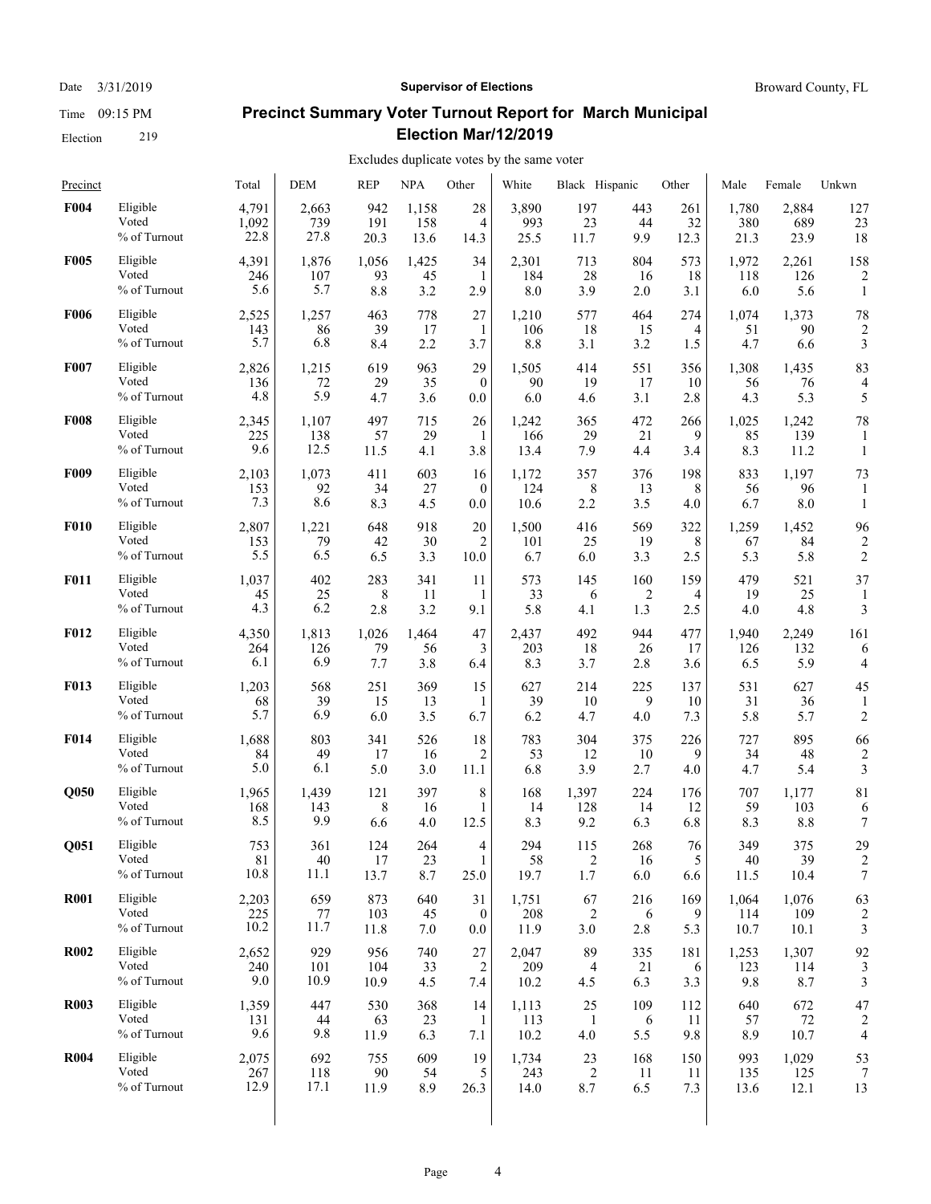Date 3/31/2019 — **Supervisor of Elections** — Broward County, FL

Time 09:15 PM

Election 219

# Precinct Summary Voter Turnout Report for March Municipal Election Mar/12/2019

Excludes duplicate votes by the same voter

| Precinct | | Total | DEM | REP | NPA | Other | White | Black | Hispanic | Other | Male | Female | Unkwn |
|---|---|---|---|---|---|---|---|---|---|---|---|---|---|
| **F004** | Eligible | 4,791 | 2,663 | 942 | 1,158 | 28 | 3,890 | 197 | 443 | 261 | 1,780 | 2,884 | 127 |
| | Voted | 1,092 | 739 | 191 | 158 | 4 | 993 | 23 | 44 | 32 | 380 | 689 | 23 |
| | % of Turnout | 22.8 | 27.8 | 20.3 | 13.6 | 14.3 | 25.5 | 11.7 | 9.9 | 12.3 | 21.3 | 23.9 | 18 |
| **F005** | Eligible | 4,391 | 1,876 | 1,056 | 1,425 | 34 | 2,301 | 713 | 804 | 573 | 1,972 | 2,261 | 158 |
| | Voted | 246 | 107 | 93 | 45 | 1 | 184 | 28 | 16 | 18 | 118 | 126 | 2 |
| | % of Turnout | 5.6 | 5.7 | 8.8 | 3.2 | 2.9 | 8.0 | 3.9 | 2.0 | 3.1 | 6.0 | 5.6 | 1 |
| **F006** | Eligible | 2,525 | 1,257 | 463 | 778 | 27 | 1,210 | 577 | 464 | 274 | 1,074 | 1,373 | 78 |
| | Voted | 143 | 86 | 39 | 17 | 1 | 106 | 18 | 15 | 4 | 51 | 90 | 2 |
| | % of Turnout | 5.7 | 6.8 | 8.4 | 2.2 | 3.7 | 8.8 | 3.1 | 3.2 | 1.5 | 4.7 | 6.6 | 3 |
| **F007** | Eligible | 2,826 | 1,215 | 619 | 963 | 29 | 1,505 | 414 | 551 | 356 | 1,308 | 1,435 | 83 |
| | Voted | 136 | 72 | 29 | 35 | 0 | 90 | 19 | 17 | 10 | 56 | 76 | 4 |
| | % of Turnout | 4.8 | 5.9 | 4.7 | 3.6 | 0.0 | 6.0 | 4.6 | 3.1 | 2.8 | 4.3 | 5.3 | 5 |
| **F008** | Eligible | 2,345 | 1,107 | 497 | 715 | 26 | 1,242 | 365 | 472 | 266 | 1,025 | 1,242 | 78 |
| | Voted | 225 | 138 | 57 | 29 | 1 | 166 | 29 | 21 | 9 | 85 | 139 | 1 |
| | % of Turnout | 9.6 | 12.5 | 11.5 | 4.1 | 3.8 | 13.4 | 7.9 | 4.4 | 3.4 | 8.3 | 11.2 | 1 |
| **F009** | Eligible | 2,103 | 1,073 | 411 | 603 | 16 | 1,172 | 357 | 376 | 198 | 833 | 1,197 | 73 |
| | Voted | 153 | 92 | 34 | 27 | 0 | 124 | 8 | 13 | 8 | 56 | 96 | 1 |
| | % of Turnout | 7.3 | 8.6 | 8.3 | 4.5 | 0.0 | 10.6 | 2.2 | 3.5 | 4.0 | 6.7 | 8.0 | 1 |
| **F010** | Eligible | 2,807 | 1,221 | 648 | 918 | 20 | 1,500 | 416 | 569 | 322 | 1,259 | 1,452 | 96 |
| | Voted | 153 | 79 | 42 | 30 | 2 | 101 | 25 | 19 | 8 | 67 | 84 | 2 |
| | % of Turnout | 5.5 | 6.5 | 6.5 | 3.3 | 10.0 | 6.7 | 6.0 | 3.3 | 2.5 | 5.3 | 5.8 | 2 |
| **F011** | Eligible | 1,037 | 402 | 283 | 341 | 11 | 573 | 145 | 160 | 159 | 479 | 521 | 37 |
| | Voted | 45 | 25 | 8 | 11 | 1 | 33 | 6 | 2 | 4 | 19 | 25 | 1 |
| | % of Turnout | 4.3 | 6.2 | 2.8 | 3.2 | 9.1 | 5.8 | 4.1 | 1.3 | 2.5 | 4.0 | 4.8 | 3 |
| **F012** | Eligible | 4,350 | 1,813 | 1,026 | 1,464 | 47 | 2,437 | 492 | 944 | 477 | 1,940 | 2,249 | 161 |
| | Voted | 264 | 126 | 79 | 56 | 3 | 203 | 18 | 26 | 17 | 126 | 132 | 6 |
| | % of Turnout | 6.1 | 6.9 | 7.7 | 3.8 | 6.4 | 8.3 | 3.7 | 2.8 | 3.6 | 6.5 | 5.9 | 4 |
| **F013** | Eligible | 1,203 | 568 | 251 | 369 | 15 | 627 | 214 | 225 | 137 | 531 | 627 | 45 |
| | Voted | 68 | 39 | 15 | 13 | 1 | 39 | 10 | 9 | 10 | 31 | 36 | 1 |
| | % of Turnout | 5.7 | 6.9 | 6.0 | 3.5 | 6.7 | 6.2 | 4.7 | 4.0 | 7.3 | 5.8 | 5.7 | 2 |
| **F014** | Eligible | 1,688 | 803 | 341 | 526 | 18 | 783 | 304 | 375 | 226 | 727 | 895 | 66 |
| | Voted | 84 | 49 | 17 | 16 | 2 | 53 | 12 | 10 | 9 | 34 | 48 | 2 |
| | % of Turnout | 5.0 | 6.1 | 5.0 | 3.0 | 11.1 | 6.8 | 3.9 | 2.7 | 4.0 | 4.7 | 5.4 | 3 |
| **Q050** | Eligible | 1,965 | 1,439 | 121 | 397 | 8 | 168 | 1,397 | 224 | 176 | 707 | 1,177 | 81 |
| | Voted | 168 | 143 | 8 | 16 | 1 | 14 | 128 | 14 | 12 | 59 | 103 | 6 |
| | % of Turnout | 8.5 | 9.9 | 6.6 | 4.0 | 12.5 | 8.3 | 9.2 | 6.3 | 6.8 | 8.3 | 8.8 | 7 |
| **Q051** | Eligible | 753 | 361 | 124 | 264 | 4 | 294 | 115 | 268 | 76 | 349 | 375 | 29 |
| | Voted | 81 | 40 | 17 | 23 | 1 | 58 | 2 | 16 | 5 | 40 | 39 | 2 |
| | % of Turnout | 10.8 | 11.1 | 13.7 | 8.7 | 25.0 | 19.7 | 1.7 | 6.0 | 6.6 | 11.5 | 10.4 | 7 |
| **R001** | Eligible | 2,203 | 659 | 873 | 640 | 31 | 1,751 | 67 | 216 | 169 | 1,064 | 1,076 | 63 |
| | Voted | 225 | 77 | 103 | 45 | 0 | 208 | 2 | 6 | 9 | 114 | 109 | 2 |
| | % of Turnout | 10.2 | 11.7 | 11.8 | 7.0 | 0.0 | 11.9 | 3.0 | 2.8 | 5.3 | 10.7 | 10.1 | 3 |
| **R002** | Eligible | 2,652 | 929 | 956 | 740 | 27 | 2,047 | 89 | 335 | 181 | 1,253 | 1,307 | 92 |
| | Voted | 240 | 101 | 104 | 33 | 2 | 209 | 4 | 21 | 6 | 123 | 114 | 3 |
| | % of Turnout | 9.0 | 10.9 | 10.9 | 4.5 | 7.4 | 10.2 | 4.5 | 6.3 | 3.3 | 9.8 | 8.7 | 3 |
| **R003** | Eligible | 1,359 | 447 | 530 | 368 | 14 | 1,113 | 25 | 109 | 112 | 640 | 672 | 47 |
| | Voted | 131 | 44 | 63 | 23 | 1 | 113 | 1 | 6 | 11 | 57 | 72 | 2 |
| | % of Turnout | 9.6 | 9.8 | 11.9 | 6.3 | 7.1 | 10.2 | 4.0 | 5.5 | 9.8 | 8.9 | 10.7 | 4 |
| **R004** | Eligible | 2,075 | 692 | 755 | 609 | 19 | 1,734 | 23 | 168 | 150 | 993 | 1,029 | 53 |
| | Voted | 267 | 118 | 90 | 54 | 5 | 243 | 2 | 11 | 11 | 135 | 125 | 7 |
| | % of Turnout | 12.9 | 17.1 | 11.9 | 8.9 | 26.3 | 14.0 | 8.7 | 6.5 | 7.3 | 13.6 | 12.1 | 13 |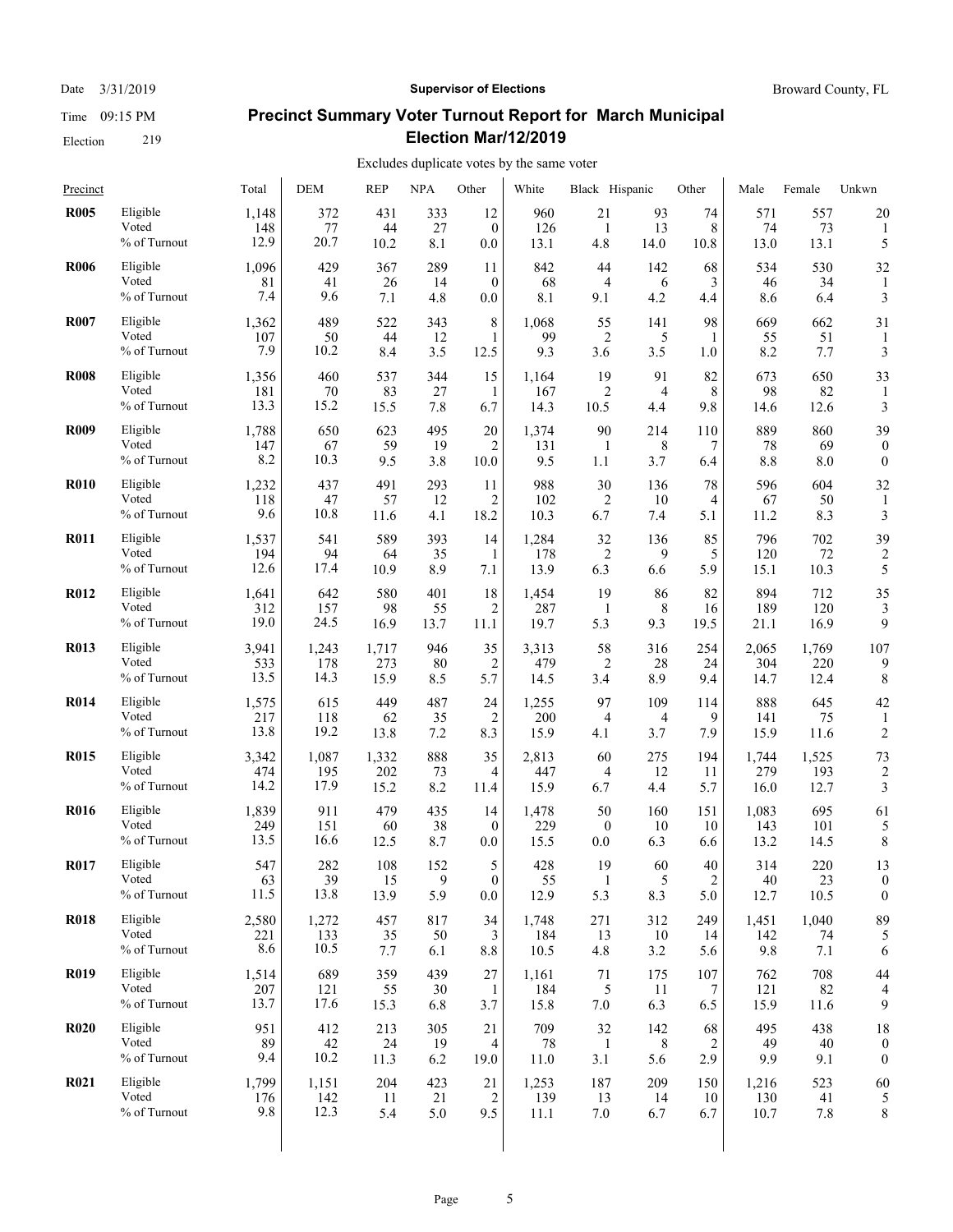Date 3/31/2019 **Supervisor of Elections** Broward County, FL

Time 09:15 PM

Election 219

## Precinct Summary Voter Turnout Report for March Municipal Election Mar/12/2019

Excludes duplicate votes by the same voter

| Precinct | | Total | DEM | REP | NPA | Other | White | Black | Hispanic | Other | Male | Female | Unkwn |
|---|---|---|---|---|---|---|---|---|---|---|---|---|---|
| **R005** | Eligible | 1,148 | 372 | 431 | 333 | 12 | 960 | 21 | 93 | 74 | 571 | 557 | 20 |
| | Voted | 148 | 77 | 44 | 27 | 0 | 126 | 1 | 13 | 8 | 74 | 73 | 1 |
| | % of Turnout | 12.9 | 20.7 | 10.2 | 8.1 | 0.0 | 13.1 | 4.8 | 14.0 | 10.8 | 13.0 | 13.1 | 5 |
| **R006** | Eligible | 1,096 | 429 | 367 | 289 | 11 | 842 | 44 | 142 | 68 | 534 | 530 | 32 |
| | Voted | 81 | 41 | 26 | 14 | 0 | 68 | 4 | 6 | 3 | 46 | 34 | 1 |
| | % of Turnout | 7.4 | 9.6 | 7.1 | 4.8 | 0.0 | 8.1 | 9.1 | 4.2 | 4.4 | 8.6 | 6.4 | 3 |
| **R007** | Eligible | 1,362 | 489 | 522 | 343 | 8 | 1,068 | 55 | 141 | 98 | 669 | 662 | 31 |
| | Voted | 107 | 50 | 44 | 12 | 1 | 99 | 2 | 5 | 1 | 55 | 51 | 1 |
| | % of Turnout | 7.9 | 10.2 | 8.4 | 3.5 | 12.5 | 9.3 | 3.6 | 3.5 | 1.0 | 8.2 | 7.7 | 3 |
| **R008** | Eligible | 1,356 | 460 | 537 | 344 | 15 | 1,164 | 19 | 91 | 82 | 673 | 650 | 33 |
| | Voted | 181 | 70 | 83 | 27 | 1 | 167 | 2 | 4 | 8 | 98 | 82 | 1 |
| | % of Turnout | 13.3 | 15.2 | 15.5 | 7.8 | 6.7 | 14.3 | 10.5 | 4.4 | 9.8 | 14.6 | 12.6 | 3 |
| **R009** | Eligible | 1,788 | 650 | 623 | 495 | 20 | 1,374 | 90 | 214 | 110 | 889 | 860 | 39 |
| | Voted | 147 | 67 | 59 | 19 | 2 | 131 | 1 | 8 | 7 | 78 | 69 | 0 |
| | % of Turnout | 8.2 | 10.3 | 9.5 | 3.8 | 10.0 | 9.5 | 1.1 | 3.7 | 6.4 | 8.8 | 8.0 | 0 |
| **R010** | Eligible | 1,232 | 437 | 491 | 293 | 11 | 988 | 30 | 136 | 78 | 596 | 604 | 32 |
| | Voted | 118 | 47 | 57 | 12 | 2 | 102 | 2 | 10 | 4 | 67 | 50 | 1 |
| | % of Turnout | 9.6 | 10.8 | 11.6 | 4.1 | 18.2 | 10.3 | 6.7 | 7.4 | 5.1 | 11.2 | 8.3 | 3 |
| **R011** | Eligible | 1,537 | 541 | 589 | 393 | 14 | 1,284 | 32 | 136 | 85 | 796 | 702 | 39 |
| | Voted | 194 | 94 | 64 | 35 | 1 | 178 | 2 | 9 | 5 | 120 | 72 | 2 |
| | % of Turnout | 12.6 | 17.4 | 10.9 | 8.9 | 7.1 | 13.9 | 6.3 | 6.6 | 5.9 | 15.1 | 10.3 | 5 |
| **R012** | Eligible | 1,641 | 642 | 580 | 401 | 18 | 1,454 | 19 | 86 | 82 | 894 | 712 | 35 |
| | Voted | 312 | 157 | 98 | 55 | 2 | 287 | 1 | 8 | 16 | 189 | 120 | 3 |
| | % of Turnout | 19.0 | 24.5 | 16.9 | 13.7 | 11.1 | 19.7 | 5.3 | 9.3 | 19.5 | 21.1 | 16.9 | 9 |
| **R013** | Eligible | 3,941 | 1,243 | 1,717 | 946 | 35 | 3,313 | 58 | 316 | 254 | 2,065 | 1,769 | 107 |
| | Voted | 533 | 178 | 273 | 80 | 2 | 479 | 2 | 28 | 24 | 304 | 220 | 9 |
| | % of Turnout | 13.5 | 14.3 | 15.9 | 8.5 | 5.7 | 14.5 | 3.4 | 8.9 | 9.4 | 14.7 | 12.4 | 8 |
| **R014** | Eligible | 1,575 | 615 | 449 | 487 | 24 | 1,255 | 97 | 109 | 114 | 888 | 645 | 42 |
| | Voted | 217 | 118 | 62 | 35 | 2 | 200 | 4 | 4 | 9 | 141 | 75 | 1 |
| | % of Turnout | 13.8 | 19.2 | 13.8 | 7.2 | 8.3 | 15.9 | 4.1 | 3.7 | 7.9 | 15.9 | 11.6 | 2 |
| **R015** | Eligible | 3,342 | 1,087 | 1,332 | 888 | 35 | 2,813 | 60 | 275 | 194 | 1,744 | 1,525 | 73 |
| | Voted | 474 | 195 | 202 | 73 | 4 | 447 | 4 | 12 | 11 | 279 | 193 | 2 |
| | % of Turnout | 14.2 | 17.9 | 15.2 | 8.2 | 11.4 | 15.9 | 6.7 | 4.4 | 5.7 | 16.0 | 12.7 | 3 |
| **R016** | Eligible | 1,839 | 911 | 479 | 435 | 14 | 1,478 | 50 | 160 | 151 | 1,083 | 695 | 61 |
| | Voted | 249 | 151 | 60 | 38 | 0 | 229 | 0 | 10 | 10 | 143 | 101 | 5 |
| | % of Turnout | 13.5 | 16.6 | 12.5 | 8.7 | 0.0 | 15.5 | 0.0 | 6.3 | 6.6 | 13.2 | 14.5 | 8 |
| **R017** | Eligible | 547 | 282 | 108 | 152 | 5 | 428 | 19 | 60 | 40 | 314 | 220 | 13 |
| | Voted | 63 | 39 | 15 | 9 | 0 | 55 | 1 | 5 | 2 | 40 | 23 | 0 |
| | % of Turnout | 11.5 | 13.8 | 13.9 | 5.9 | 0.0 | 12.9 | 5.3 | 8.3 | 5.0 | 12.7 | 10.5 | 0 |
| **R018** | Eligible | 2,580 | 1,272 | 457 | 817 | 34 | 1,748 | 271 | 312 | 249 | 1,451 | 1,040 | 89 |
| | Voted | 221 | 133 | 35 | 50 | 3 | 184 | 13 | 10 | 14 | 142 | 74 | 5 |
| | % of Turnout | 8.6 | 10.5 | 7.7 | 6.1 | 8.8 | 10.5 | 4.8 | 3.2 | 5.6 | 9.8 | 7.1 | 6 |
| **R019** | Eligible | 1,514 | 689 | 359 | 439 | 27 | 1,161 | 71 | 175 | 107 | 762 | 708 | 44 |
| | Voted | 207 | 121 | 55 | 30 | 1 | 184 | 5 | 11 | 7 | 121 | 82 | 4 |
| | % of Turnout | 13.7 | 17.6 | 15.3 | 6.8 | 3.7 | 15.8 | 7.0 | 6.3 | 6.5 | 15.9 | 11.6 | 9 |
| **R020** | Eligible | 951 | 412 | 213 | 305 | 21 | 709 | 32 | 142 | 68 | 495 | 438 | 18 |
| | Voted | 89 | 42 | 24 | 19 | 4 | 78 | 1 | 8 | 2 | 49 | 40 | 0 |
| | % of Turnout | 9.4 | 10.2 | 11.3 | 6.2 | 19.0 | 11.0 | 3.1 | 5.6 | 2.9 | 9.9 | 9.1 | 0 |
| **R021** | Eligible | 1,799 | 1,151 | 204 | 423 | 21 | 1,253 | 187 | 209 | 150 | 1,216 | 523 | 60 |
| | Voted | 176 | 142 | 11 | 21 | 2 | 139 | 13 | 14 | 10 | 130 | 41 | 5 |
| | % of Turnout | 9.8 | 12.3 | 5.4 | 5.0 | 9.5 | 11.1 | 7.0 | 6.7 | 6.7 | 10.7 | 7.8 | 8 |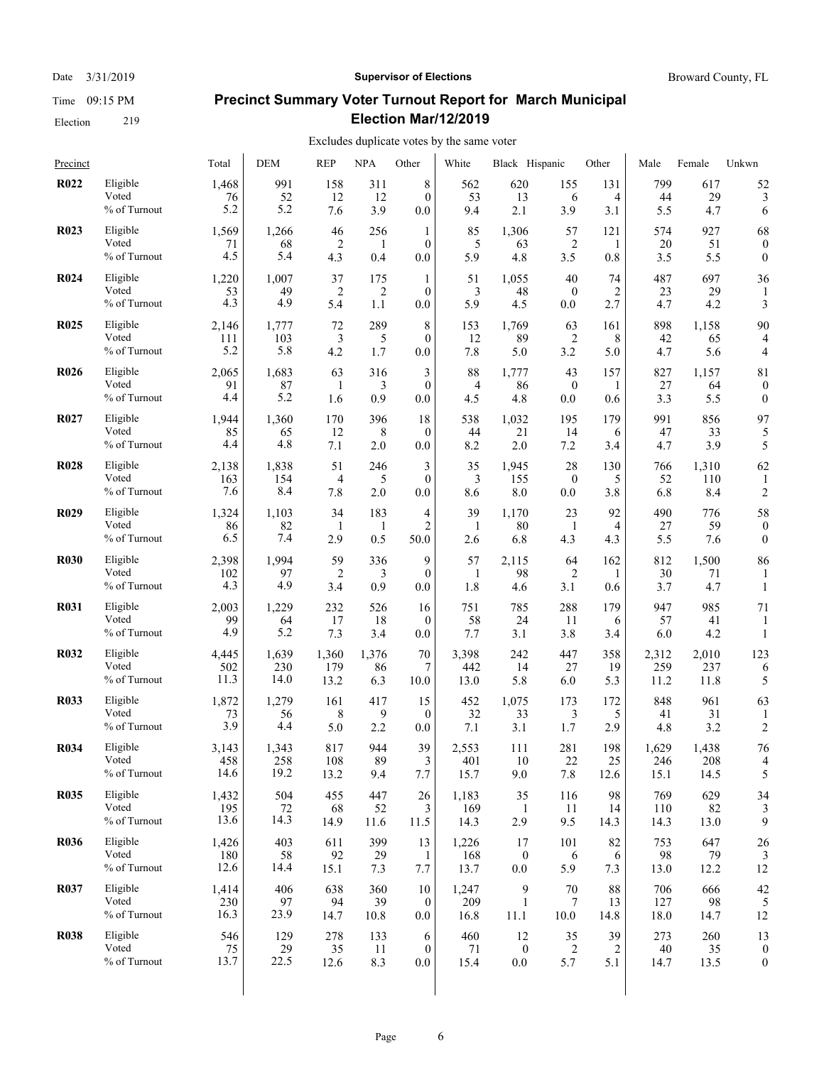Date 3/31/2019 | **Supervisor of Elections** | Broward County, FL

Time 09:15 PM

Election 219

## Precinct Summary Voter Turnout Report for March Municipal Election Mar/12/2019

Excludes duplicate votes by the same voter

| Precinct | | Total | DEM | REP | NPA | Other | White | Black | Hispanic | Other | Male | Female | Unkwn |
|---|---|---|---|---|---|---|---|---|---|---|---|---|---|
| **R022** | Eligible | 1,468 | 991 | 158 | 311 | 8 | 562 | 620 | 155 | 131 | 799 | 617 | 52 |
| | Voted | 76 | 52 | 12 | 12 | 0 | 53 | 13 | 6 | 4 | 44 | 29 | 3 |
| | % of Turnout | 5.2 | 5.2 | 7.6 | 3.9 | 0.0 | 9.4 | 2.1 | 3.9 | 3.1 | 5.5 | 4.7 | 6 |
| **R023** | Eligible | 1,569 | 1,266 | 46 | 256 | 1 | 85 | 1,306 | 57 | 121 | 574 | 927 | 68 |
| | Voted | 71 | 68 | 2 | 1 | 0 | 5 | 63 | 2 | 1 | 20 | 51 | 0 |
| | % of Turnout | 4.5 | 5.4 | 4.3 | 0.4 | 0.0 | 5.9 | 4.8 | 3.5 | 0.8 | 3.5 | 5.5 | 0 |
| **R024** | Eligible | 1,220 | 1,007 | 37 | 175 | 1 | 51 | 1,055 | 40 | 74 | 487 | 697 | 36 |
| | Voted | 53 | 49 | 2 | 2 | 0 | 3 | 48 | 0 | 2 | 23 | 29 | 1 |
| | % of Turnout | 4.3 | 4.9 | 5.4 | 1.1 | 0.0 | 5.9 | 4.5 | 0.0 | 2.7 | 4.7 | 4.2 | 3 |
| **R025** | Eligible | 2,146 | 1,777 | 72 | 289 | 8 | 153 | 1,769 | 63 | 161 | 898 | 1,158 | 90 |
| | Voted | 111 | 103 | 3 | 5 | 0 | 12 | 89 | 2 | 8 | 42 | 65 | 4 |
| | % of Turnout | 5.2 | 5.8 | 4.2 | 1.7 | 0.0 | 7.8 | 5.0 | 3.2 | 5.0 | 4.7 | 5.6 | 4 |
| **R026** | Eligible | 2,065 | 1,683 | 63 | 316 | 3 | 88 | 1,777 | 43 | 157 | 827 | 1,157 | 81 |
| | Voted | 91 | 87 | 1 | 3 | 0 | 4 | 86 | 0 | 1 | 27 | 64 | 0 |
| | % of Turnout | 4.4 | 5.2 | 1.6 | 0.9 | 0.0 | 4.5 | 4.8 | 0.0 | 0.6 | 3.3 | 5.5 | 0 |
| **R027** | Eligible | 1,944 | 1,360 | 170 | 396 | 18 | 538 | 1,032 | 195 | 179 | 991 | 856 | 97 |
| | Voted | 85 | 65 | 12 | 8 | 0 | 44 | 21 | 14 | 6 | 47 | 33 | 5 |
| | % of Turnout | 4.4 | 4.8 | 7.1 | 2.0 | 0.0 | 8.2 | 2.0 | 7.2 | 3.4 | 4.7 | 3.9 | 5 |
| **R028** | Eligible | 2,138 | 1,838 | 51 | 246 | 3 | 35 | 1,945 | 28 | 130 | 766 | 1,310 | 62 |
| | Voted | 163 | 154 | 4 | 5 | 0 | 3 | 155 | 0 | 5 | 52 | 110 | 1 |
| | % of Turnout | 7.6 | 8.4 | 7.8 | 2.0 | 0.0 | 8.6 | 8.0 | 0.0 | 3.8 | 6.8 | 8.4 | 2 |
| **R029** | Eligible | 1,324 | 1,103 | 34 | 183 | 4 | 39 | 1,170 | 23 | 92 | 490 | 776 | 58 |
| | Voted | 86 | 82 | 1 | 1 | 2 | 1 | 80 | 1 | 4 | 27 | 59 | 0 |
| | % of Turnout | 6.5 | 7.4 | 2.9 | 0.5 | 50.0 | 2.6 | 6.8 | 4.3 | 4.3 | 5.5 | 7.6 | 0 |
| **R030** | Eligible | 2,398 | 1,994 | 59 | 336 | 9 | 57 | 2,115 | 64 | 162 | 812 | 1,500 | 86 |
| | Voted | 102 | 97 | 2 | 3 | 0 | 1 | 98 | 2 | 1 | 30 | 71 | 1 |
| | % of Turnout | 4.3 | 4.9 | 3.4 | 0.9 | 0.0 | 1.8 | 4.6 | 3.1 | 0.6 | 3.7 | 4.7 | 1 |
| **R031** | Eligible | 2,003 | 1,229 | 232 | 526 | 16 | 751 | 785 | 288 | 179 | 947 | 985 | 71 |
| | Voted | 99 | 64 | 17 | 18 | 0 | 58 | 24 | 11 | 6 | 57 | 41 | 1 |
| | % of Turnout | 4.9 | 5.2 | 7.3 | 3.4 | 0.0 | 7.7 | 3.1 | 3.8 | 3.4 | 6.0 | 4.2 | 1 |
| **R032** | Eligible | 4,445 | 1,639 | 1,360 | 1,376 | 70 | 3,398 | 242 | 447 | 358 | 2,312 | 2,010 | 123 |
| | Voted | 502 | 230 | 179 | 86 | 7 | 442 | 14 | 27 | 19 | 259 | 237 | 6 |
| | % of Turnout | 11.3 | 14.0 | 13.2 | 6.3 | 10.0 | 13.0 | 5.8 | 6.0 | 5.3 | 11.2 | 11.8 | 5 |
| **R033** | Eligible | 1,872 | 1,279 | 161 | 417 | 15 | 452 | 1,075 | 173 | 172 | 848 | 961 | 63 |
| | Voted | 73 | 56 | 8 | 9 | 0 | 32 | 33 | 3 | 5 | 41 | 31 | 1 |
| | % of Turnout | 3.9 | 4.4 | 5.0 | 2.2 | 0.0 | 7.1 | 3.1 | 1.7 | 2.9 | 4.8 | 3.2 | 2 |
| **R034** | Eligible | 3,143 | 1,343 | 817 | 944 | 39 | 2,553 | 111 | 281 | 198 | 1,629 | 1,438 | 76 |
| | Voted | 458 | 258 | 108 | 89 | 3 | 401 | 10 | 22 | 25 | 246 | 208 | 4 |
| | % of Turnout | 14.6 | 19.2 | 13.2 | 9.4 | 7.7 | 15.7 | 9.0 | 7.8 | 12.6 | 15.1 | 14.5 | 5 |
| **R035** | Eligible | 1,432 | 504 | 455 | 447 | 26 | 1,183 | 35 | 116 | 98 | 769 | 629 | 34 |
| | Voted | 195 | 72 | 68 | 52 | 3 | 169 | 1 | 11 | 14 | 110 | 82 | 3 |
| | % of Turnout | 13.6 | 14.3 | 14.9 | 11.6 | 11.5 | 14.3 | 2.9 | 9.5 | 14.3 | 14.3 | 13.0 | 9 |
| **R036** | Eligible | 1,426 | 403 | 611 | 399 | 13 | 1,226 | 17 | 101 | 82 | 753 | 647 | 26 |
| | Voted | 180 | 58 | 92 | 29 | 1 | 168 | 0 | 6 | 6 | 98 | 79 | 3 |
| | % of Turnout | 12.6 | 14.4 | 15.1 | 7.3 | 7.7 | 13.7 | 0.0 | 5.9 | 7.3 | 13.0 | 12.2 | 12 |
| **R037** | Eligible | 1,414 | 406 | 638 | 360 | 10 | 1,247 | 9 | 70 | 88 | 706 | 666 | 42 |
| | Voted | 230 | 97 | 94 | 39 | 0 | 209 | 1 | 7 | 13 | 127 | 98 | 5 |
| | % of Turnout | 16.3 | 23.9 | 14.7 | 10.8 | 0.0 | 16.8 | 11.1 | 10.0 | 14.8 | 18.0 | 14.7 | 12 |
| **R038** | Eligible | 546 | 129 | 278 | 133 | 6 | 460 | 12 | 35 | 39 | 273 | 260 | 13 |
| | Voted | 75 | 29 | 35 | 11 | 0 | 71 | 0 | 2 | 2 | 40 | 35 | 0 |
| | % of Turnout | 13.7 | 22.5 | 12.6 | 8.3 | 0.0 | 15.4 | 0.0 | 5.7 | 5.1 | 14.7 | 13.5 | 0 |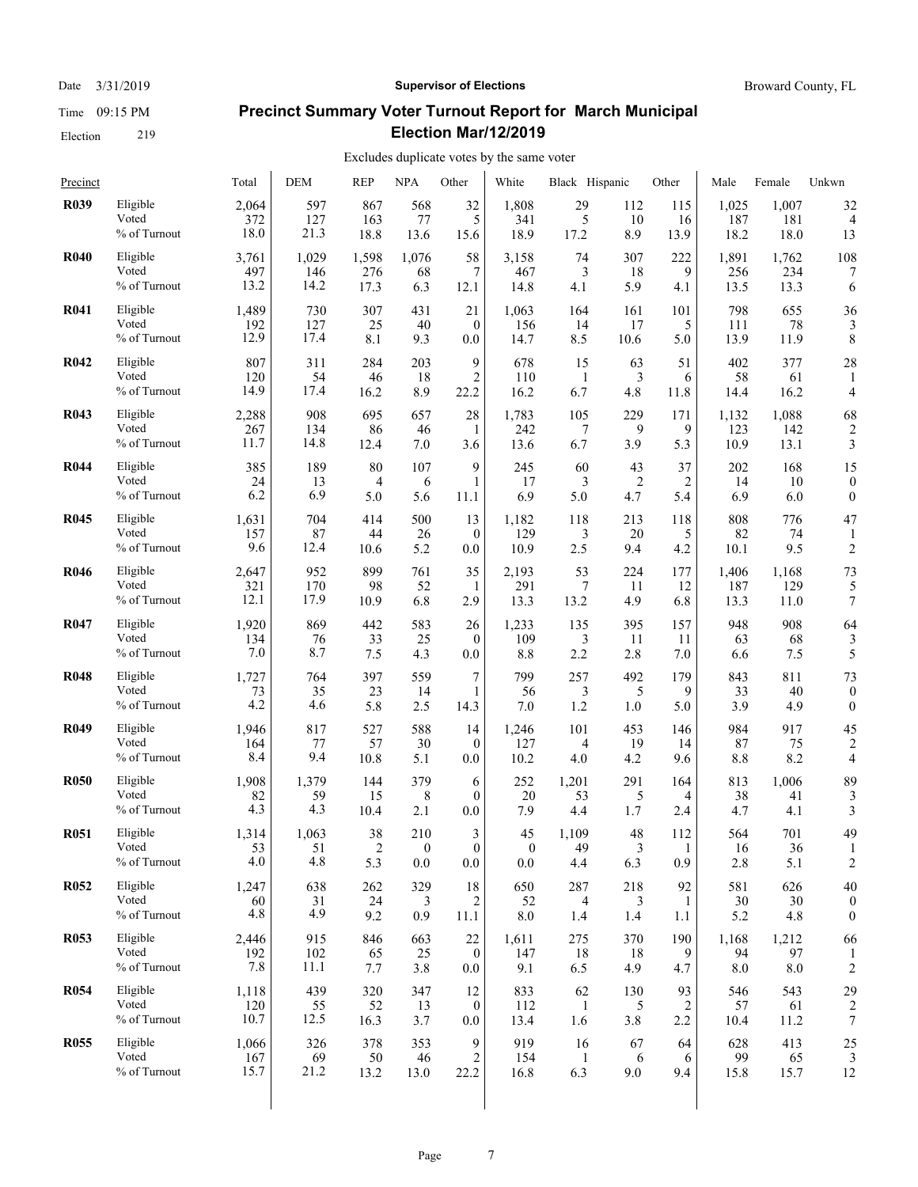Date 3/31/2019 **Supervisor of Elections** Broward County, FL

Time 09:15 PM

Election 219

## Precinct Summary Voter Turnout Report for March Municipal Election Mar/12/2019

Excludes duplicate votes by the same voter

| Precinct | | Total | DEM | REP | NPA | Other | White | Black | Hispanic | Other | Male | Female | Unkwn |
|---|---|---|---|---|---|---|---|---|---|---|---|---|---|
| **R039** | Eligible | 2,064 | 597 | 867 | 568 | 32 | 1,808 | 29 | 112 | 115 | 1,025 | 1,007 | 32 |
| | Voted | 372 | 127 | 163 | 77 | 5 | 341 | 5 | 10 | 16 | 187 | 181 | 4 |
| | % of Turnout | 18.0 | 21.3 | 18.8 | 13.6 | 15.6 | 18.9 | 17.2 | 8.9 | 13.9 | 18.2 | 18.0 | 13 |
| **R040** | Eligible | 3,761 | 1,029 | 1,598 | 1,076 | 58 | 3,158 | 74 | 307 | 222 | 1,891 | 1,762 | 108 |
| | Voted | 497 | 146 | 276 | 68 | 7 | 467 | 3 | 18 | 9 | 256 | 234 | 7 |
| | % of Turnout | 13.2 | 14.2 | 17.3 | 6.3 | 12.1 | 14.8 | 4.1 | 5.9 | 4.1 | 13.5 | 13.3 | 6 |
| **R041** | Eligible | 1,489 | 730 | 307 | 431 | 21 | 1,063 | 164 | 161 | 101 | 798 | 655 | 36 |
| | Voted | 192 | 127 | 25 | 40 | 0 | 156 | 14 | 17 | 5 | 111 | 78 | 3 |
| | % of Turnout | 12.9 | 17.4 | 8.1 | 9.3 | 0.0 | 14.7 | 8.5 | 10.6 | 5.0 | 13.9 | 11.9 | 8 |
| **R042** | Eligible | 807 | 311 | 284 | 203 | 9 | 678 | 15 | 63 | 51 | 402 | 377 | 28 |
| | Voted | 120 | 54 | 46 | 18 | 2 | 110 | 1 | 3 | 6 | 58 | 61 | 1 |
| | % of Turnout | 14.9 | 17.4 | 16.2 | 8.9 | 22.2 | 16.2 | 6.7 | 4.8 | 11.8 | 14.4 | 16.2 | 4 |
| **R043** | Eligible | 2,288 | 908 | 695 | 657 | 28 | 1,783 | 105 | 229 | 171 | 1,132 | 1,088 | 68 |
| | Voted | 267 | 134 | 86 | 46 | 1 | 242 | 7 | 9 | 9 | 123 | 142 | 2 |
| | % of Turnout | 11.7 | 14.8 | 12.4 | 7.0 | 3.6 | 13.6 | 6.7 | 3.9 | 5.3 | 10.9 | 13.1 | 3 |
| **R044** | Eligible | 385 | 189 | 80 | 107 | 9 | 245 | 60 | 43 | 37 | 202 | 168 | 15 |
| | Voted | 24 | 13 | 4 | 6 | 1 | 17 | 3 | 2 | 2 | 14 | 10 | 0 |
| | % of Turnout | 6.2 | 6.9 | 5.0 | 5.6 | 11.1 | 6.9 | 5.0 | 4.7 | 5.4 | 6.9 | 6.0 | 0 |
| **R045** | Eligible | 1,631 | 704 | 414 | 500 | 13 | 1,182 | 118 | 213 | 118 | 808 | 776 | 47 |
| | Voted | 157 | 87 | 44 | 26 | 0 | 129 | 3 | 20 | 5 | 82 | 74 | 1 |
| | % of Turnout | 9.6 | 12.4 | 10.6 | 5.2 | 0.0 | 10.9 | 2.5 | 9.4 | 4.2 | 10.1 | 9.5 | 2 |
| **R046** | Eligible | 2,647 | 952 | 899 | 761 | 35 | 2,193 | 53 | 224 | 177 | 1,406 | 1,168 | 73 |
| | Voted | 321 | 170 | 98 | 52 | 1 | 291 | 7 | 11 | 12 | 187 | 129 | 5 |
| | % of Turnout | 12.1 | 17.9 | 10.9 | 6.8 | 2.9 | 13.3 | 13.2 | 4.9 | 6.8 | 13.3 | 11.0 | 7 |
| **R047** | Eligible | 1,920 | 869 | 442 | 583 | 26 | 1,233 | 135 | 395 | 157 | 948 | 908 | 64 |
| | Voted | 134 | 76 | 33 | 25 | 0 | 109 | 3 | 11 | 11 | 63 | 68 | 3 |
| | % of Turnout | 7.0 | 8.7 | 7.5 | 4.3 | 0.0 | 8.8 | 2.2 | 2.8 | 7.0 | 6.6 | 7.5 | 5 |
| **R048** | Eligible | 1,727 | 764 | 397 | 559 | 7 | 799 | 257 | 492 | 179 | 843 | 811 | 73 |
| | Voted | 73 | 35 | 23 | 14 | 1 | 56 | 3 | 5 | 9 | 33 | 40 | 0 |
| | % of Turnout | 4.2 | 4.6 | 5.8 | 2.5 | 14.3 | 7.0 | 1.2 | 1.0 | 5.0 | 3.9 | 4.9 | 0 |
| **R049** | Eligible | 1,946 | 817 | 527 | 588 | 14 | 1,246 | 101 | 453 | 146 | 984 | 917 | 45 |
| | Voted | 164 | 77 | 57 | 30 | 0 | 127 | 4 | 19 | 14 | 87 | 75 | 2 |
| | % of Turnout | 8.4 | 9.4 | 10.8 | 5.1 | 0.0 | 10.2 | 4.0 | 4.2 | 9.6 | 8.8 | 8.2 | 4 |
| **R050** | Eligible | 1,908 | 1,379 | 144 | 379 | 6 | 252 | 1,201 | 291 | 164 | 813 | 1,006 | 89 |
| | Voted | 82 | 59 | 15 | 8 | 0 | 20 | 53 | 5 | 4 | 38 | 41 | 3 |
| | % of Turnout | 4.3 | 4.3 | 10.4 | 2.1 | 0.0 | 7.9 | 4.4 | 1.7 | 2.4 | 4.7 | 4.1 | 3 |
| **R051** | Eligible | 1,314 | 1,063 | 38 | 210 | 3 | 45 | 1,109 | 48 | 112 | 564 | 701 | 49 |
| | Voted | 53 | 51 | 2 | 0 | 0 | 0 | 49 | 3 | 1 | 16 | 36 | 1 |
| | % of Turnout | 4.0 | 4.8 | 5.3 | 0.0 | 0.0 | 0.0 | 4.4 | 6.3 | 0.9 | 2.8 | 5.1 | 2 |
| **R052** | Eligible | 1,247 | 638 | 262 | 329 | 18 | 650 | 287 | 218 | 92 | 581 | 626 | 40 |
| | Voted | 60 | 31 | 24 | 3 | 2 | 52 | 4 | 3 | 1 | 30 | 30 | 0 |
| | % of Turnout | 4.8 | 4.9 | 9.2 | 0.9 | 11.1 | 8.0 | 1.4 | 1.4 | 1.1 | 5.2 | 4.8 | 0 |
| **R053** | Eligible | 2,446 | 915 | 846 | 663 | 22 | 1,611 | 275 | 370 | 190 | 1,168 | 1,212 | 66 |
| | Voted | 192 | 102 | 65 | 25 | 0 | 147 | 18 | 18 | 9 | 94 | 97 | 1 |
| | % of Turnout | 7.8 | 11.1 | 7.7 | 3.8 | 0.0 | 9.1 | 6.5 | 4.9 | 4.7 | 8.0 | 8.0 | 2 |
| **R054** | Eligible | 1,118 | 439 | 320 | 347 | 12 | 833 | 62 | 130 | 93 | 546 | 543 | 29 |
| | Voted | 120 | 55 | 52 | 13 | 0 | 112 | 1 | 5 | 2 | 57 | 61 | 2 |
| | % of Turnout | 10.7 | 12.5 | 16.3 | 3.7 | 0.0 | 13.4 | 1.6 | 3.8 | 2.2 | 10.4 | 11.2 | 7 |
| **R055** | Eligible | 1,066 | 326 | 378 | 353 | 9 | 919 | 16 | 67 | 64 | 628 | 413 | 25 |
| | Voted | 167 | 69 | 50 | 46 | 2 | 154 | 1 | 6 | 6 | 99 | 65 | 3 |
| | % of Turnout | 15.7 | 21.2 | 13.2 | 13.0 | 22.2 | 16.8 | 6.3 | 9.0 | 9.4 | 15.8 | 15.7 | 12 |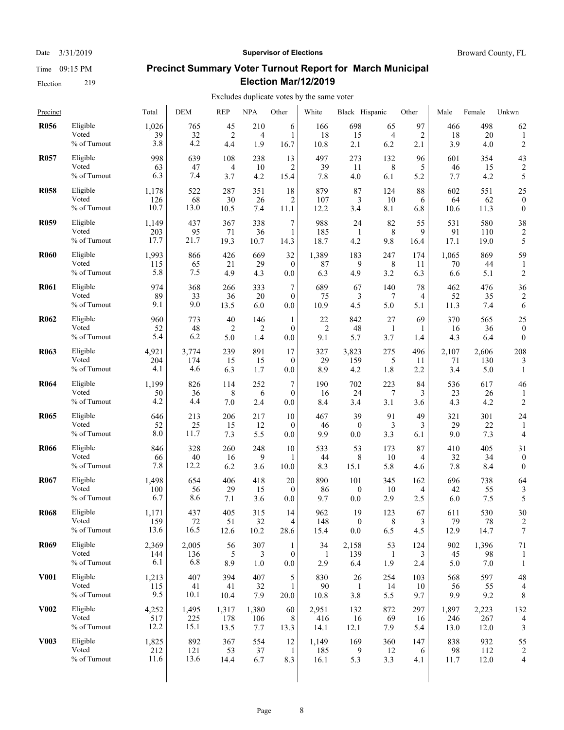Date 3/31/2019 | **Supervisor of Elections** | Broward County, FL

Time 09:15 PM

Election 219

## Precinct Summary Voter Turnout Report for March Municipal Election Mar/12/2019

Excludes duplicate votes by the same voter

| Precinct | | Total | DEM | REP | NPA | Other | White | Black | Hispanic | Other | Male | Female | Unkwn |
|---|---|---|---|---|---|---|---|---|---|---|---|---|---|
| **R056** | Eligible | 1,026 | 765 | 45 | 210 | 6 | 166 | 698 | 65 | 97 | 466 | 498 | 62 |
| | Voted | 39 | 32 | 2 | 4 | 1 | 18 | 15 | 4 | 2 | 18 | 20 | 1 |
| | % of Turnout | 3.8 | 4.2 | 4.4 | 1.9 | 16.7 | 10.8 | 2.1 | 6.2 | 2.1 | 3.9 | 4.0 | 2 |
| **R057** | Eligible | 998 | 639 | 108 | 238 | 13 | 497 | 273 | 132 | 96 | 601 | 354 | 43 |
| | Voted | 63 | 47 | 4 | 10 | 2 | 39 | 11 | 8 | 5 | 46 | 15 | 2 |
| | % of Turnout | 6.3 | 7.4 | 3.7 | 4.2 | 15.4 | 7.8 | 4.0 | 6.1 | 5.2 | 7.7 | 4.2 | 5 |
| **R058** | Eligible | 1,178 | 522 | 287 | 351 | 18 | 879 | 87 | 124 | 88 | 602 | 551 | 25 |
| | Voted | 126 | 68 | 30 | 26 | 2 | 107 | 3 | 10 | 6 | 64 | 62 | 0 |
| | % of Turnout | 10.7 | 13.0 | 10.5 | 7.4 | 11.1 | 12.2 | 3.4 | 8.1 | 6.8 | 10.6 | 11.3 | 0 |
| **R059** | Eligible | 1,149 | 437 | 367 | 338 | 7 | 988 | 24 | 82 | 55 | 531 | 580 | 38 |
| | Voted | 203 | 95 | 71 | 36 | 1 | 185 | 1 | 8 | 9 | 91 | 110 | 2 |
| | % of Turnout | 17.7 | 21.7 | 19.3 | 10.7 | 14.3 | 18.7 | 4.2 | 9.8 | 16.4 | 17.1 | 19.0 | 5 |
| **R060** | Eligible | 1,993 | 866 | 426 | 669 | 32 | 1,389 | 183 | 247 | 174 | 1,065 | 869 | 59 |
| | Voted | 115 | 65 | 21 | 29 | 0 | 87 | 9 | 8 | 11 | 70 | 44 | 1 |
| | % of Turnout | 5.8 | 7.5 | 4.9 | 4.3 | 0.0 | 6.3 | 4.9 | 3.2 | 6.3 | 6.6 | 5.1 | 2 |
| **R061** | Eligible | 974 | 368 | 266 | 333 | 7 | 689 | 67 | 140 | 78 | 462 | 476 | 36 |
| | Voted | 89 | 33 | 36 | 20 | 0 | 75 | 3 | 7 | 4 | 52 | 35 | 2 |
| | % of Turnout | 9.1 | 9.0 | 13.5 | 6.0 | 0.0 | 10.9 | 4.5 | 5.0 | 5.1 | 11.3 | 7.4 | 6 |
| **R062** | Eligible | 960 | 773 | 40 | 146 | 1 | 22 | 842 | 27 | 69 | 370 | 565 | 25 |
| | Voted | 52 | 48 | 2 | 2 | 0 | 2 | 48 | 1 | 1 | 16 | 36 | 0 |
| | % of Turnout | 5.4 | 6.2 | 5.0 | 1.4 | 0.0 | 9.1 | 5.7 | 3.7 | 1.4 | 4.3 | 6.4 | 0 |
| **R063** | Eligible | 4,921 | 3,774 | 239 | 891 | 17 | 327 | 3,823 | 275 | 496 | 2,107 | 2,606 | 208 |
| | Voted | 204 | 174 | 15 | 15 | 0 | 29 | 159 | 5 | 11 | 71 | 130 | 3 |
| | % of Turnout | 4.1 | 4.6 | 6.3 | 1.7 | 0.0 | 8.9 | 4.2 | 1.8 | 2.2 | 3.4 | 5.0 | 1 |
| **R064** | Eligible | 1,199 | 826 | 114 | 252 | 7 | 190 | 702 | 223 | 84 | 536 | 617 | 46 |
| | Voted | 50 | 36 | 8 | 6 | 0 | 16 | 24 | 7 | 3 | 23 | 26 | 1 |
| | % of Turnout | 4.2 | 4.4 | 7.0 | 2.4 | 0.0 | 8.4 | 3.4 | 3.1 | 3.6 | 4.3 | 4.2 | 2 |
| **R065** | Eligible | 646 | 213 | 206 | 217 | 10 | 467 | 39 | 91 | 49 | 321 | 301 | 24 |
| | Voted | 52 | 25 | 15 | 12 | 0 | 46 | 0 | 3 | 3 | 29 | 22 | 1 |
| | % of Turnout | 8.0 | 11.7 | 7.3 | 5.5 | 0.0 | 9.9 | 0.0 | 3.3 | 6.1 | 9.0 | 7.3 | 4 |
| **R066** | Eligible | 846 | 328 | 260 | 248 | 10 | 533 | 53 | 173 | 87 | 410 | 405 | 31 |
| | Voted | 66 | 40 | 16 | 9 | 1 | 44 | 8 | 10 | 4 | 32 | 34 | 0 |
| | % of Turnout | 7.8 | 12.2 | 6.2 | 3.6 | 10.0 | 8.3 | 15.1 | 5.8 | 4.6 | 7.8 | 8.4 | 0 |
| **R067** | Eligible | 1,498 | 654 | 406 | 418 | 20 | 890 | 101 | 345 | 162 | 696 | 738 | 64 |
| | Voted | 100 | 56 | 29 | 15 | 0 | 86 | 0 | 10 | 4 | 42 | 55 | 3 |
| | % of Turnout | 6.7 | 8.6 | 7.1 | 3.6 | 0.0 | 9.7 | 0.0 | 2.9 | 2.5 | 6.0 | 7.5 | 5 |
| **R068** | Eligible | 1,171 | 437 | 405 | 315 | 14 | 962 | 19 | 123 | 67 | 611 | 530 | 30 |
| | Voted | 159 | 72 | 51 | 32 | 4 | 148 | 0 | 8 | 3 | 79 | 78 | 2 |
| | % of Turnout | 13.6 | 16.5 | 12.6 | 10.2 | 28.6 | 15.4 | 0.0 | 6.5 | 4.5 | 12.9 | 14.7 | 7 |
| **R069** | Eligible | 2,369 | 2,005 | 56 | 307 | 1 | 34 | 2,158 | 53 | 124 | 902 | 1,396 | 71 |
| | Voted | 144 | 136 | 5 | 3 | 0 | 1 | 139 | 1 | 3 | 45 | 98 | 1 |
| | % of Turnout | 6.1 | 6.8 | 8.9 | 1.0 | 0.0 | 2.9 | 6.4 | 1.9 | 2.4 | 5.0 | 7.0 | 1 |
| **V001** | Eligible | 1,213 | 407 | 394 | 407 | 5 | 830 | 26 | 254 | 103 | 568 | 597 | 48 |
| | Voted | 115 | 41 | 41 | 32 | 1 | 90 | 1 | 14 | 10 | 56 | 55 | 4 |
| | % of Turnout | 9.5 | 10.1 | 10.4 | 7.9 | 20.0 | 10.8 | 3.8 | 5.5 | 9.7 | 9.9 | 9.2 | 8 |
| **V002** | Eligible | 4,252 | 1,495 | 1,317 | 1,380 | 60 | 2,951 | 132 | 872 | 297 | 1,897 | 2,223 | 132 |
| | Voted | 517 | 225 | 178 | 106 | 8 | 416 | 16 | 69 | 16 | 246 | 267 | 4 |
| | % of Turnout | 12.2 | 15.1 | 13.5 | 7.7 | 13.3 | 14.1 | 12.1 | 7.9 | 5.4 | 13.0 | 12.0 | 3 |
| **V003** | Eligible | 1,825 | 892 | 367 | 554 | 12 | 1,149 | 169 | 360 | 147 | 838 | 932 | 55 |
| | Voted | 212 | 121 | 53 | 37 | 1 | 185 | 9 | 12 | 6 | 98 | 112 | 2 |
| | % of Turnout | 11.6 | 13.6 | 14.4 | 6.7 | 8.3 | 16.1 | 5.3 | 3.3 | 4.1 | 11.7 | 12.0 | 4 |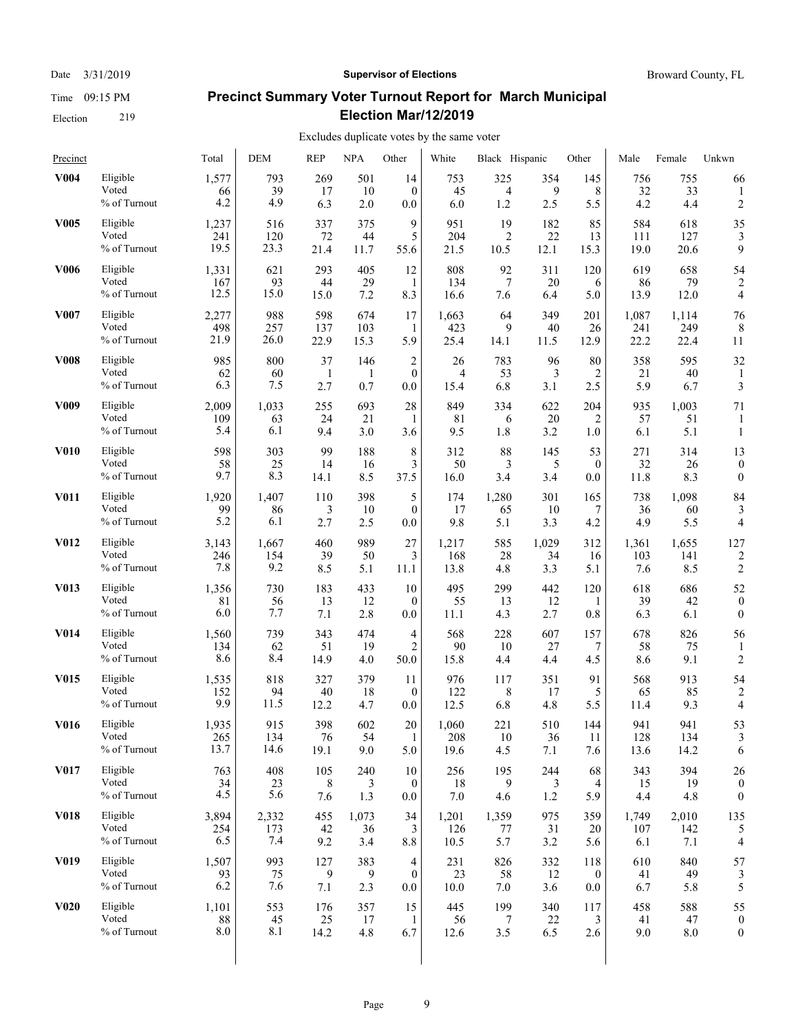Date 3/31/2019 | **Supervisor of Elections** | Broward County, FL

Time 09:15 PM

Election 219

## Precinct Summary Voter Turnout Report for March Municipal Election Mar/12/2019

Excludes duplicate votes by the same voter

| Precinct | | Total | DEM | REP | NPA | Other | White | Black | Hispanic | Other | Male | Female | Unkwn |
|---|---|---|---|---|---|---|---|---|---|---|---|---|---|
| **V004** | Eligible | 1,577 | 793 | 269 | 501 | 14 | 753 | 325 | 354 | 145 | 756 | 755 | 66 |
| | Voted | 66 | 39 | 17 | 10 | 0 | 45 | 4 | 9 | 8 | 32 | 33 | 1 |
| | % of Turnout | 4.2 | 4.9 | 6.3 | 2.0 | 0.0 | 6.0 | 1.2 | 2.5 | 5.5 | 4.2 | 4.4 | 2 |
| **V005** | Eligible | 1,237 | 516 | 337 | 375 | 9 | 951 | 19 | 182 | 85 | 584 | 618 | 35 |
| | Voted | 241 | 120 | 72 | 44 | 5 | 204 | 2 | 22 | 13 | 111 | 127 | 3 |
| | % of Turnout | 19.5 | 23.3 | 21.4 | 11.7 | 55.6 | 21.5 | 10.5 | 12.1 | 15.3 | 19.0 | 20.6 | 9 |
| **V006** | Eligible | 1,331 | 621 | 293 | 405 | 12 | 808 | 92 | 311 | 120 | 619 | 658 | 54 |
| | Voted | 167 | 93 | 44 | 29 | 1 | 134 | 7 | 20 | 6 | 86 | 79 | 2 |
| | % of Turnout | 12.5 | 15.0 | 15.0 | 7.2 | 8.3 | 16.6 | 7.6 | 6.4 | 5.0 | 13.9 | 12.0 | 4 |
| **V007** | Eligible | 2,277 | 988 | 598 | 674 | 17 | 1,663 | 64 | 349 | 201 | 1,087 | 1,114 | 76 |
| | Voted | 498 | 257 | 137 | 103 | 1 | 423 | 9 | 40 | 26 | 241 | 249 | 8 |
| | % of Turnout | 21.9 | 26.0 | 22.9 | 15.3 | 5.9 | 25.4 | 14.1 | 11.5 | 12.9 | 22.2 | 22.4 | 11 |
| **V008** | Eligible | 985 | 800 | 37 | 146 | 2 | 26 | 783 | 96 | 80 | 358 | 595 | 32 |
| | Voted | 62 | 60 | 1 | 1 | 0 | 4 | 53 | 3 | 2 | 21 | 40 | 1 |
| | % of Turnout | 6.3 | 7.5 | 2.7 | 0.7 | 0.0 | 15.4 | 6.8 | 3.1 | 2.5 | 5.9 | 6.7 | 3 |
| **V009** | Eligible | 2,009 | 1,033 | 255 | 693 | 28 | 849 | 334 | 622 | 204 | 935 | 1,003 | 71 |
| | Voted | 109 | 63 | 24 | 21 | 1 | 81 | 6 | 20 | 2 | 57 | 51 | 1 |
| | % of Turnout | 5.4 | 6.1 | 9.4 | 3.0 | 3.6 | 9.5 | 1.8 | 3.2 | 1.0 | 6.1 | 5.1 | 1 |
| **V010** | Eligible | 598 | 303 | 99 | 188 | 8 | 312 | 88 | 145 | 53 | 271 | 314 | 13 |
| | Voted | 58 | 25 | 14 | 16 | 3 | 50 | 3 | 5 | 0 | 32 | 26 | 0 |
| | % of Turnout | 9.7 | 8.3 | 14.1 | 8.5 | 37.5 | 16.0 | 3.4 | 3.4 | 0.0 | 11.8 | 8.3 | 0 |
| **V011** | Eligible | 1,920 | 1,407 | 110 | 398 | 5 | 174 | 1,280 | 301 | 165 | 738 | 1,098 | 84 |
| | Voted | 99 | 86 | 3 | 10 | 0 | 17 | 65 | 10 | 7 | 36 | 60 | 3 |
| | % of Turnout | 5.2 | 6.1 | 2.7 | 2.5 | 0.0 | 9.8 | 5.1 | 3.3 | 4.2 | 4.9 | 5.5 | 4 |
| **V012** | Eligible | 3,143 | 1,667 | 460 | 989 | 27 | 1,217 | 585 | 1,029 | 312 | 1,361 | 1,655 | 127 |
| | Voted | 246 | 154 | 39 | 50 | 3 | 168 | 28 | 34 | 16 | 103 | 141 | 2 |
| | % of Turnout | 7.8 | 9.2 | 8.5 | 5.1 | 11.1 | 13.8 | 4.8 | 3.3 | 5.1 | 7.6 | 8.5 | 2 |
| **V013** | Eligible | 1,356 | 730 | 183 | 433 | 10 | 495 | 299 | 442 | 120 | 618 | 686 | 52 |
| | Voted | 81 | 56 | 13 | 12 | 0 | 55 | 13 | 12 | 1 | 39 | 42 | 0 |
| | % of Turnout | 6.0 | 7.7 | 7.1 | 2.8 | 0.0 | 11.1 | 4.3 | 2.7 | 0.8 | 6.3 | 6.1 | 0 |
| **V014** | Eligible | 1,560 | 739 | 343 | 474 | 4 | 568 | 228 | 607 | 157 | 678 | 826 | 56 |
| | Voted | 134 | 62 | 51 | 19 | 2 | 90 | 10 | 27 | 7 | 58 | 75 | 1 |
| | % of Turnout | 8.6 | 8.4 | 14.9 | 4.0 | 50.0 | 15.8 | 4.4 | 4.4 | 4.5 | 8.6 | 9.1 | 2 |
| **V015** | Eligible | 1,535 | 818 | 327 | 379 | 11 | 976 | 117 | 351 | 91 | 568 | 913 | 54 |
| | Voted | 152 | 94 | 40 | 18 | 0 | 122 | 8 | 17 | 5 | 65 | 85 | 2 |
| | % of Turnout | 9.9 | 11.5 | 12.2 | 4.7 | 0.0 | 12.5 | 6.8 | 4.8 | 5.5 | 11.4 | 9.3 | 4 |
| **V016** | Eligible | 1,935 | 915 | 398 | 602 | 20 | 1,060 | 221 | 510 | 144 | 941 | 941 | 53 |
| | Voted | 265 | 134 | 76 | 54 | 1 | 208 | 10 | 36 | 11 | 128 | 134 | 3 |
| | % of Turnout | 13.7 | 14.6 | 19.1 | 9.0 | 5.0 | 19.6 | 4.5 | 7.1 | 7.6 | 13.6 | 14.2 | 6 |
| **V017** | Eligible | 763 | 408 | 105 | 240 | 10 | 256 | 195 | 244 | 68 | 343 | 394 | 26 |
| | Voted | 34 | 23 | 8 | 3 | 0 | 18 | 9 | 3 | 4 | 15 | 19 | 0 |
| | % of Turnout | 4.5 | 5.6 | 7.6 | 1.3 | 0.0 | 7.0 | 4.6 | 1.2 | 5.9 | 4.4 | 4.8 | 0 |
| **V018** | Eligible | 3,894 | 2,332 | 455 | 1,073 | 34 | 1,201 | 1,359 | 975 | 359 | 1,749 | 2,010 | 135 |
| | Voted | 254 | 173 | 42 | 36 | 3 | 126 | 77 | 31 | 20 | 107 | 142 | 5 |
| | % of Turnout | 6.5 | 7.4 | 9.2 | 3.4 | 8.8 | 10.5 | 5.7 | 3.2 | 5.6 | 6.1 | 7.1 | 4 |
| **V019** | Eligible | 1,507 | 993 | 127 | 383 | 4 | 231 | 826 | 332 | 118 | 610 | 840 | 57 |
| | Voted | 93 | 75 | 9 | 9 | 0 | 23 | 58 | 12 | 0 | 41 | 49 | 3 |
| | % of Turnout | 6.2 | 7.6 | 7.1 | 2.3 | 0.0 | 10.0 | 7.0 | 3.6 | 0.0 | 6.7 | 5.8 | 5 |
| **V020** | Eligible | 1,101 | 553 | 176 | 357 | 15 | 445 | 199 | 340 | 117 | 458 | 588 | 55 |
| | Voted | 88 | 45 | 25 | 17 | 1 | 56 | 7 | 22 | 3 | 41 | 47 | 0 |
| | % of Turnout | 8.0 | 8.1 | 14.2 | 4.8 | 6.7 | 12.6 | 3.5 | 6.5 | 2.6 | 9.0 | 8.0 | 0 |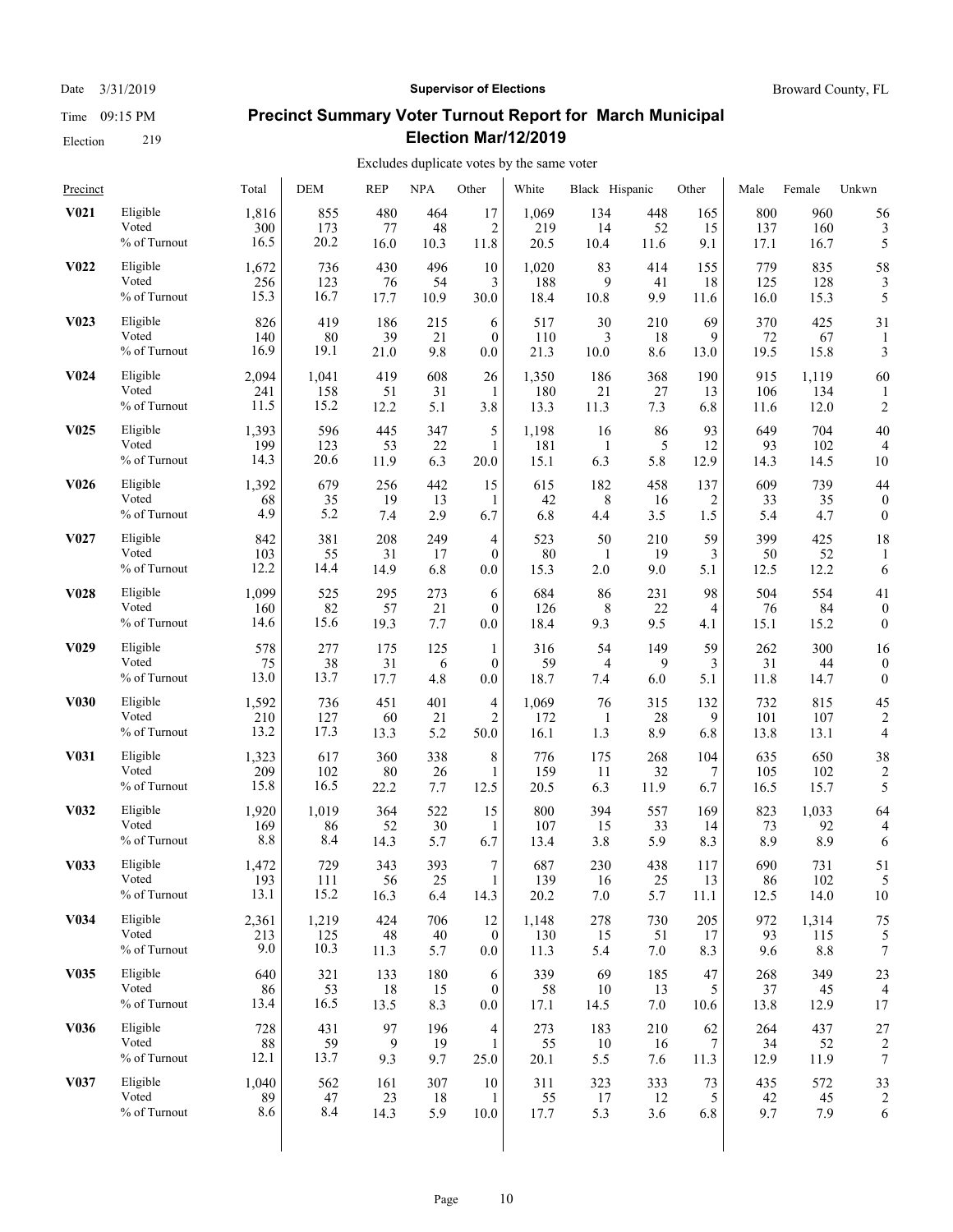Date 3/31/2019 **Supervisor of Elections** Broward County, FL

Time 09:15 PM

Election 219

## Precinct Summary Voter Turnout Report for March Municipal Election Mar/12/2019

Excludes duplicate votes by the same voter

| Precinct | | Total | DEM | REP | NPA | Other | White | Black | Hispanic | Other | Male | Female | Unkwn |
|---|---|---|---|---|---|---|---|---|---|---|---|---|---|
| **V021** | Eligible | 1,816 | 855 | 480 | 464 | 17 | 1,069 | 134 | 448 | 165 | 800 | 960 | 56 |
| | Voted | 300 | 173 | 77 | 48 | 2 | 219 | 14 | 52 | 15 | 137 | 160 | 3 |
| | % of Turnout | 16.5 | 20.2 | 16.0 | 10.3 | 11.8 | 20.5 | 10.4 | 11.6 | 9.1 | 17.1 | 16.7 | 5 |
| **V022** | Eligible | 1,672 | 736 | 430 | 496 | 10 | 1,020 | 83 | 414 | 155 | 779 | 835 | 58 |
| | Voted | 256 | 123 | 76 | 54 | 3 | 188 | 9 | 41 | 18 | 125 | 128 | 3 |
| | % of Turnout | 15.3 | 16.7 | 17.7 | 10.9 | 30.0 | 18.4 | 10.8 | 9.9 | 11.6 | 16.0 | 15.3 | 5 |
| **V023** | Eligible | 826 | 419 | 186 | 215 | 6 | 517 | 30 | 210 | 69 | 370 | 425 | 31 |
| | Voted | 140 | 80 | 39 | 21 | 0 | 110 | 3 | 18 | 9 | 72 | 67 | 1 |
| | % of Turnout | 16.9 | 19.1 | 21.0 | 9.8 | 0.0 | 21.3 | 10.0 | 8.6 | 13.0 | 19.5 | 15.8 | 3 |
| **V024** | Eligible | 2,094 | 1,041 | 419 | 608 | 26 | 1,350 | 186 | 368 | 190 | 915 | 1,119 | 60 |
| | Voted | 241 | 158 | 51 | 31 | 1 | 180 | 21 | 27 | 13 | 106 | 134 | 1 |
| | % of Turnout | 11.5 | 15.2 | 12.2 | 5.1 | 3.8 | 13.3 | 11.3 | 7.3 | 6.8 | 11.6 | 12.0 | 2 |
| **V025** | Eligible | 1,393 | 596 | 445 | 347 | 5 | 1,198 | 16 | 86 | 93 | 649 | 704 | 40 |
| | Voted | 199 | 123 | 53 | 22 | 1 | 181 | 1 | 5 | 12 | 93 | 102 | 4 |
| | % of Turnout | 14.3 | 20.6 | 11.9 | 6.3 | 20.0 | 15.1 | 6.3 | 5.8 | 12.9 | 14.3 | 14.5 | 10 |
| **V026** | Eligible | 1,392 | 679 | 256 | 442 | 15 | 615 | 182 | 458 | 137 | 609 | 739 | 44 |
| | Voted | 68 | 35 | 19 | 13 | 1 | 42 | 8 | 16 | 2 | 33 | 35 | 0 |
| | % of Turnout | 4.9 | 5.2 | 7.4 | 2.9 | 6.7 | 6.8 | 4.4 | 3.5 | 1.5 | 5.4 | 4.7 | 0 |
| **V027** | Eligible | 842 | 381 | 208 | 249 | 4 | 523 | 50 | 210 | 59 | 399 | 425 | 18 |
| | Voted | 103 | 55 | 31 | 17 | 0 | 80 | 1 | 19 | 3 | 50 | 52 | 1 |
| | % of Turnout | 12.2 | 14.4 | 14.9 | 6.8 | 0.0 | 15.3 | 2.0 | 9.0 | 5.1 | 12.5 | 12.2 | 6 |
| **V028** | Eligible | 1,099 | 525 | 295 | 273 | 6 | 684 | 86 | 231 | 98 | 504 | 554 | 41 |
| | Voted | 160 | 82 | 57 | 21 | 0 | 126 | 8 | 22 | 4 | 76 | 84 | 0 |
| | % of Turnout | 14.6 | 15.6 | 19.3 | 7.7 | 0.0 | 18.4 | 9.3 | 9.5 | 4.1 | 15.1 | 15.2 | 0 |
| **V029** | Eligible | 578 | 277 | 175 | 125 | 1 | 316 | 54 | 149 | 59 | 262 | 300 | 16 |
| | Voted | 75 | 38 | 31 | 6 | 0 | 59 | 4 | 9 | 3 | 31 | 44 | 0 |
| | % of Turnout | 13.0 | 13.7 | 17.7 | 4.8 | 0.0 | 18.7 | 7.4 | 6.0 | 5.1 | 11.8 | 14.7 | 0 |
| **V030** | Eligible | 1,592 | 736 | 451 | 401 | 4 | 1,069 | 76 | 315 | 132 | 732 | 815 | 45 |
| | Voted | 210 | 127 | 60 | 21 | 2 | 172 | 1 | 28 | 9 | 101 | 107 | 2 |
| | % of Turnout | 13.2 | 17.3 | 13.3 | 5.2 | 50.0 | 16.1 | 1.3 | 8.9 | 6.8 | 13.8 | 13.1 | 4 |
| **V031** | Eligible | 1,323 | 617 | 360 | 338 | 8 | 776 | 175 | 268 | 104 | 635 | 650 | 38 |
| | Voted | 209 | 102 | 80 | 26 | 1 | 159 | 11 | 32 | 7 | 105 | 102 | 2 |
| | % of Turnout | 15.8 | 16.5 | 22.2 | 7.7 | 12.5 | 20.5 | 6.3 | 11.9 | 6.7 | 16.5 | 15.7 | 5 |
| **V032** | Eligible | 1,920 | 1,019 | 364 | 522 | 15 | 800 | 394 | 557 | 169 | 823 | 1,033 | 64 |
| | Voted | 169 | 86 | 52 | 30 | 1 | 107 | 15 | 33 | 14 | 73 | 92 | 4 |
| | % of Turnout | 8.8 | 8.4 | 14.3 | 5.7 | 6.7 | 13.4 | 3.8 | 5.9 | 8.3 | 8.9 | 8.9 | 6 |
| **V033** | Eligible | 1,472 | 729 | 343 | 393 | 7 | 687 | 230 | 438 | 117 | 690 | 731 | 51 |
| | Voted | 193 | 111 | 56 | 25 | 1 | 139 | 16 | 25 | 13 | 86 | 102 | 5 |
| | % of Turnout | 13.1 | 15.2 | 16.3 | 6.4 | 14.3 | 20.2 | 7.0 | 5.7 | 11.1 | 12.5 | 14.0 | 10 |
| **V034** | Eligible | 2,361 | 1,219 | 424 | 706 | 12 | 1,148 | 278 | 730 | 205 | 972 | 1,314 | 75 |
| | Voted | 213 | 125 | 48 | 40 | 0 | 130 | 15 | 51 | 17 | 93 | 115 | 5 |
| | % of Turnout | 9.0 | 10.3 | 11.3 | 5.7 | 0.0 | 11.3 | 5.4 | 7.0 | 8.3 | 9.6 | 8.8 | 7 |
| **V035** | Eligible | 640 | 321 | 133 | 180 | 6 | 339 | 69 | 185 | 47 | 268 | 349 | 23 |
| | Voted | 86 | 53 | 18 | 15 | 0 | 58 | 10 | 13 | 5 | 37 | 45 | 4 |
| | % of Turnout | 13.4 | 16.5 | 13.5 | 8.3 | 0.0 | 17.1 | 14.5 | 7.0 | 10.6 | 13.8 | 12.9 | 17 |
| **V036** | Eligible | 728 | 431 | 97 | 196 | 4 | 273 | 183 | 210 | 62 | 264 | 437 | 27 |
| | Voted | 88 | 59 | 9 | 19 | 1 | 55 | 10 | 16 | 7 | 34 | 52 | 2 |
| | % of Turnout | 12.1 | 13.7 | 9.3 | 9.7 | 25.0 | 20.1 | 5.5 | 7.6 | 11.3 | 12.9 | 11.9 | 7 |
| **V037** | Eligible | 1,040 | 562 | 161 | 307 | 10 | 311 | 323 | 333 | 73 | 435 | 572 | 33 |
| | Voted | 89 | 47 | 23 | 18 | 1 | 55 | 17 | 12 | 5 | 42 | 45 | 2 |
| | % of Turnout | 8.6 | 8.4 | 14.3 | 5.9 | 10.0 | 17.7 | 5.3 | 3.6 | 6.8 | 9.7 | 7.9 | 6 |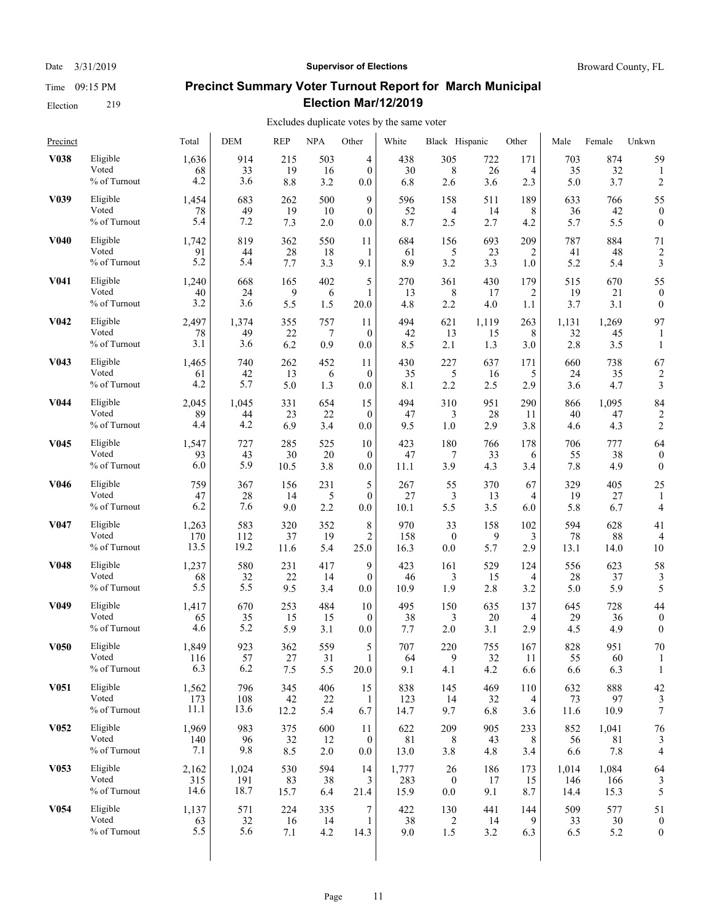# Precinct Summary Voter Turnout Report for March Municipal Election Mar/12/2019

Date 3/31/2019 | Time 09:15 PM | Election 219 | Supervisor of Elections | Broward County, FL

Excludes duplicate votes by the same voter

| Precinct | | Total | DEM | REP | NPA | Other | White | Black | Hispanic | Other | Male | Female | Unkwn |
|---|---|---|---|---|---|---|---|---|---|---|---|---|---|
| **V038** | Eligible | 1,636 | 914 | 215 | 503 | 4 | 438 | 305 | 722 | 171 | 703 | 874 | 59 |
| | Voted | 68 | 33 | 19 | 16 | 0 | 30 | 8 | 26 | 4 | 35 | 32 | 1 |
| | % of Turnout | 4.2 | 3.6 | 8.8 | 3.2 | 0.0 | 6.8 | 2.6 | 3.6 | 2.3 | 5.0 | 3.7 | 2 |
| **V039** | Eligible | 1,454 | 683 | 262 | 500 | 9 | 596 | 158 | 511 | 189 | 633 | 766 | 55 |
| | Voted | 78 | 49 | 19 | 10 | 0 | 52 | 4 | 14 | 8 | 36 | 42 | 0 |
| | % of Turnout | 5.4 | 7.2 | 7.3 | 2.0 | 0.0 | 8.7 | 2.5 | 2.7 | 4.2 | 5.7 | 5.5 | 0 |
| **V040** | Eligible | 1,742 | 819 | 362 | 550 | 11 | 684 | 156 | 693 | 209 | 787 | 884 | 71 |
| | Voted | 91 | 44 | 28 | 18 | 1 | 61 | 5 | 23 | 2 | 41 | 48 | 2 |
| | % of Turnout | 5.2 | 5.4 | 7.7 | 3.3 | 9.1 | 8.9 | 3.2 | 3.3 | 1.0 | 5.2 | 5.4 | 3 |
| **V041** | Eligible | 1,240 | 668 | 165 | 402 | 5 | 270 | 361 | 430 | 179 | 515 | 670 | 55 |
| | Voted | 40 | 24 | 9 | 6 | 1 | 13 | 8 | 17 | 2 | 19 | 21 | 0 |
| | % of Turnout | 3.2 | 3.6 | 5.5 | 1.5 | 20.0 | 4.8 | 2.2 | 4.0 | 1.1 | 3.7 | 3.1 | 0 |
| **V042** | Eligible | 2,497 | 1,374 | 355 | 757 | 11 | 494 | 621 | 1,119 | 263 | 1,131 | 1,269 | 97 |
| | Voted | 78 | 49 | 22 | 7 | 0 | 42 | 13 | 15 | 8 | 32 | 45 | 1 |
| | % of Turnout | 3.1 | 3.6 | 6.2 | 0.9 | 0.0 | 8.5 | 2.1 | 1.3 | 3.0 | 2.8 | 3.5 | 1 |
| **V043** | Eligible | 1,465 | 740 | 262 | 452 | 11 | 430 | 227 | 637 | 171 | 660 | 738 | 67 |
| | Voted | 61 | 42 | 13 | 6 | 0 | 35 | 5 | 16 | 5 | 24 | 35 | 2 |
| | % of Turnout | 4.2 | 5.7 | 5.0 | 1.3 | 0.0 | 8.1 | 2.2 | 2.5 | 2.9 | 3.6 | 4.7 | 3 |
| **V044** | Eligible | 2,045 | 1,045 | 331 | 654 | 15 | 494 | 310 | 951 | 290 | 866 | 1,095 | 84 |
| | Voted | 89 | 44 | 23 | 22 | 0 | 47 | 3 | 28 | 11 | 40 | 47 | 2 |
| | % of Turnout | 4.4 | 4.2 | 6.9 | 3.4 | 0.0 | 9.5 | 1.0 | 2.9 | 3.8 | 4.6 | 4.3 | 2 |
| **V045** | Eligible | 1,547 | 727 | 285 | 525 | 10 | 423 | 180 | 766 | 178 | 706 | 777 | 64 |
| | Voted | 93 | 43 | 30 | 20 | 0 | 47 | 7 | 33 | 6 | 55 | 38 | 0 |
| | % of Turnout | 6.0 | 5.9 | 10.5 | 3.8 | 0.0 | 11.1 | 3.9 | 4.3 | 3.4 | 7.8 | 4.9 | 0 |
| **V046** | Eligible | 759 | 367 | 156 | 231 | 5 | 267 | 55 | 370 | 67 | 329 | 405 | 25 |
| | Voted | 47 | 28 | 14 | 5 | 0 | 27 | 3 | 13 | 4 | 19 | 27 | 1 |
| | % of Turnout | 6.2 | 7.6 | 9.0 | 2.2 | 0.0 | 10.1 | 5.5 | 3.5 | 6.0 | 5.8 | 6.7 | 4 |
| **V047** | Eligible | 1,263 | 583 | 320 | 352 | 8 | 970 | 33 | 158 | 102 | 594 | 628 | 41 |
| | Voted | 170 | 112 | 37 | 19 | 2 | 158 | 0 | 9 | 3 | 78 | 88 | 4 |
| | % of Turnout | 13.5 | 19.2 | 11.6 | 5.4 | 25.0 | 16.3 | 0.0 | 5.7 | 2.9 | 13.1 | 14.0 | 10 |
| **V048** | Eligible | 1,237 | 580 | 231 | 417 | 9 | 423 | 161 | 529 | 124 | 556 | 623 | 58 |
| | Voted | 68 | 32 | 22 | 14 | 0 | 46 | 3 | 15 | 4 | 28 | 37 | 3 |
| | % of Turnout | 5.5 | 5.5 | 9.5 | 3.4 | 0.0 | 10.9 | 1.9 | 2.8 | 3.2 | 5.0 | 5.9 | 5 |
| **V049** | Eligible | 1,417 | 670 | 253 | 484 | 10 | 495 | 150 | 635 | 137 | 645 | 728 | 44 |
| | Voted | 65 | 35 | 15 | 15 | 0 | 38 | 3 | 20 | 4 | 29 | 36 | 0 |
| | % of Turnout | 4.6 | 5.2 | 5.9 | 3.1 | 0.0 | 7.7 | 2.0 | 3.1 | 2.9 | 4.5 | 4.9 | 0 |
| **V050** | Eligible | 1,849 | 923 | 362 | 559 | 5 | 707 | 220 | 755 | 167 | 828 | 951 | 70 |
| | Voted | 116 | 57 | 27 | 31 | 1 | 64 | 9 | 32 | 11 | 55 | 60 | 1 |
| | % of Turnout | 6.3 | 6.2 | 7.5 | 5.5 | 20.0 | 9.1 | 4.1 | 4.2 | 6.6 | 6.6 | 6.3 | 1 |
| **V051** | Eligible | 1,562 | 796 | 345 | 406 | 15 | 838 | 145 | 469 | 110 | 632 | 888 | 42 |
| | Voted | 173 | 108 | 42 | 22 | 1 | 123 | 14 | 32 | 4 | 73 | 97 | 3 |
| | % of Turnout | 11.1 | 13.6 | 12.2 | 5.4 | 6.7 | 14.7 | 9.7 | 6.8 | 3.6 | 11.6 | 10.9 | 7 |
| **V052** | Eligible | 1,969 | 983 | 375 | 600 | 11 | 622 | 209 | 905 | 233 | 852 | 1,041 | 76 |
| | Voted | 140 | 96 | 32 | 12 | 0 | 81 | 8 | 43 | 8 | 56 | 81 | 3 |
| | % of Turnout | 7.1 | 9.8 | 8.5 | 2.0 | 0.0 | 13.0 | 3.8 | 4.8 | 3.4 | 6.6 | 7.8 | 4 |
| **V053** | Eligible | 2,162 | 1,024 | 530 | 594 | 14 | 1,777 | 26 | 186 | 173 | 1,014 | 1,084 | 64 |
| | Voted | 315 | 191 | 83 | 38 | 3 | 283 | 0 | 17 | 15 | 146 | 166 | 3 |
| | % of Turnout | 14.6 | 18.7 | 15.7 | 6.4 | 21.4 | 15.9 | 0.0 | 9.1 | 8.7 | 14.4 | 15.3 | 5 |
| **V054** | Eligible | 1,137 | 571 | 224 | 335 | 7 | 422 | 130 | 441 | 144 | 509 | 577 | 51 |
| | Voted | 63 | 32 | 16 | 14 | 1 | 38 | 2 | 14 | 9 | 33 | 30 | 0 |
| | % of Turnout | 5.5 | 5.6 | 7.1 | 4.2 | 14.3 | 9.0 | 1.5 | 3.2 | 6.3 | 6.5 | 5.2 | 0 |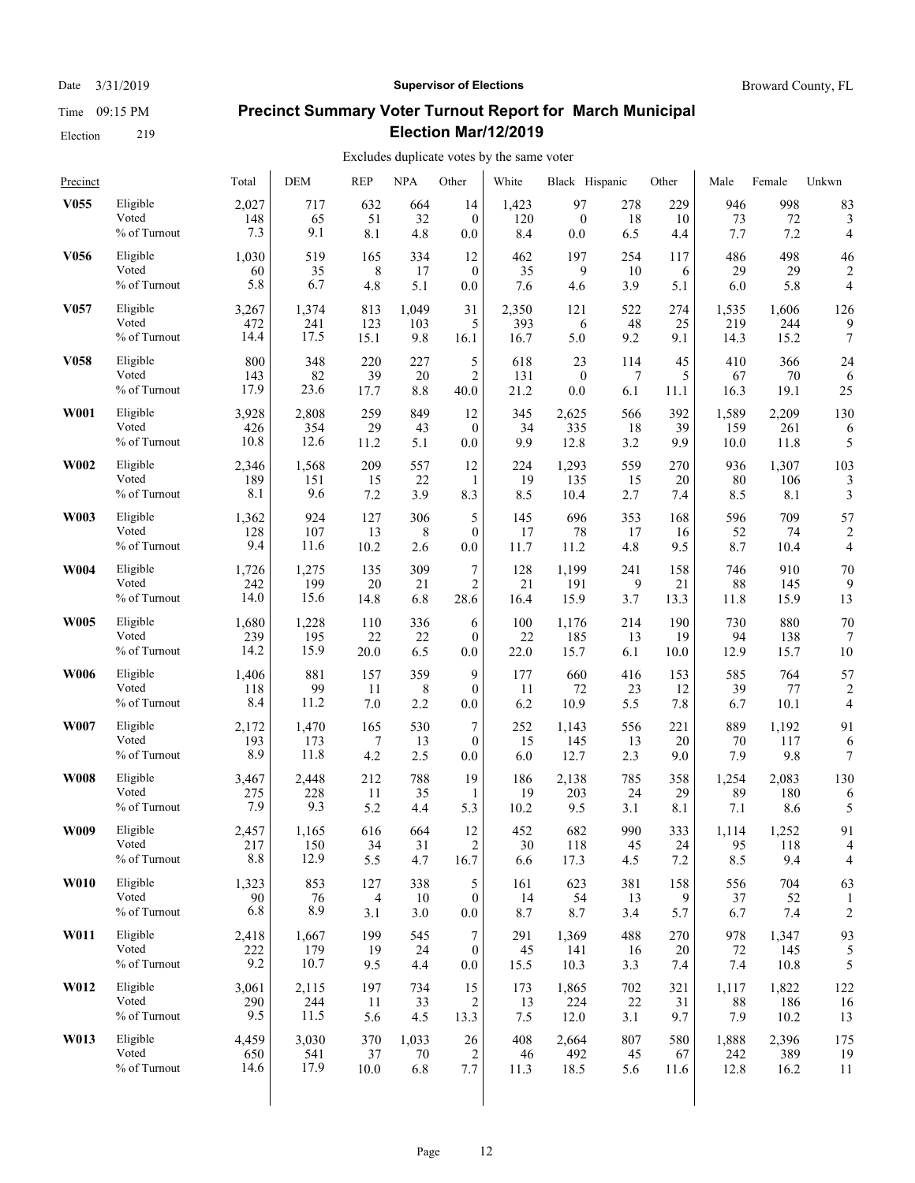# Precinct Summary Voter Turnout Report for March Municipal Election Mar/12/2019

Date 3/31/2019 | Supervisor of Elections | Broward County, FL

Time 09:15 PM

Election 219

Excludes duplicate votes by the same voter

| Precinct | | Total | DEM | REP | NPA | Other | White | Black | Hispanic | Other | Male | Female | Unkwn |
|---|---|---|---|---|---|---|---|---|---|---|---|---|---|
| **V055** | Eligible | 2,027 | 717 | 632 | 664 | 14 | 1,423 | 97 | 278 | 229 | 946 | 998 | 83 |
| | Voted | 148 | 65 | 51 | 32 | 0 | 120 | 0 | 18 | 10 | 73 | 72 | 3 |
| | % of Turnout | 7.3 | 9.1 | 8.1 | 4.8 | 0.0 | 8.4 | 0.0 | 6.5 | 4.4 | 7.7 | 7.2 | 4 |
| **V056** | Eligible | 1,030 | 519 | 165 | 334 | 12 | 462 | 197 | 254 | 117 | 486 | 498 | 46 |
| | Voted | 60 | 35 | 8 | 17 | 0 | 35 | 9 | 10 | 6 | 29 | 29 | 2 |
| | % of Turnout | 5.8 | 6.7 | 4.8 | 5.1 | 0.0 | 7.6 | 4.6 | 3.9 | 5.1 | 6.0 | 5.8 | 4 |
| **V057** | Eligible | 3,267 | 1,374 | 813 | 1,049 | 31 | 2,350 | 121 | 522 | 274 | 1,535 | 1,606 | 126 |
| | Voted | 472 | 241 | 123 | 103 | 5 | 393 | 6 | 48 | 25 | 219 | 244 | 9 |
| | % of Turnout | 14.4 | 17.5 | 15.1 | 9.8 | 16.1 | 16.7 | 5.0 | 9.2 | 9.1 | 14.3 | 15.2 | 7 |
| **V058** | Eligible | 800 | 348 | 220 | 227 | 5 | 618 | 23 | 114 | 45 | 410 | 366 | 24 |
| | Voted | 143 | 82 | 39 | 20 | 2 | 131 | 0 | 7 | 5 | 67 | 70 | 6 |
| | % of Turnout | 17.9 | 23.6 | 17.7 | 8.8 | 40.0 | 21.2 | 0.0 | 6.1 | 11.1 | 16.3 | 19.1 | 25 |
| **W001** | Eligible | 3,928 | 2,808 | 259 | 849 | 12 | 345 | 2,625 | 566 | 392 | 1,589 | 2,209 | 130 |
| | Voted | 426 | 354 | 29 | 43 | 0 | 34 | 335 | 18 | 39 | 159 | 261 | 6 |
| | % of Turnout | 10.8 | 12.6 | 11.2 | 5.1 | 0.0 | 9.9 | 12.8 | 3.2 | 9.9 | 10.0 | 11.8 | 5 |
| **W002** | Eligible | 2,346 | 1,568 | 209 | 557 | 12 | 224 | 1,293 | 559 | 270 | 936 | 1,307 | 103 |
| | Voted | 189 | 151 | 15 | 22 | 1 | 19 | 135 | 15 | 20 | 80 | 106 | 3 |
| | % of Turnout | 8.1 | 9.6 | 7.2 | 3.9 | 8.3 | 8.5 | 10.4 | 2.7 | 7.4 | 8.5 | 8.1 | 3 |
| **W003** | Eligible | 1,362 | 924 | 127 | 306 | 5 | 145 | 696 | 353 | 168 | 596 | 709 | 57 |
| | Voted | 128 | 107 | 13 | 8 | 0 | 17 | 78 | 17 | 16 | 52 | 74 | 2 |
| | % of Turnout | 9.4 | 11.6 | 10.2 | 2.6 | 0.0 | 11.7 | 11.2 | 4.8 | 9.5 | 8.7 | 10.4 | 4 |
| **W004** | Eligible | 1,726 | 1,275 | 135 | 309 | 7 | 128 | 1,199 | 241 | 158 | 746 | 910 | 70 |
| | Voted | 242 | 199 | 20 | 21 | 2 | 21 | 191 | 9 | 21 | 88 | 145 | 9 |
| | % of Turnout | 14.0 | 15.6 | 14.8 | 6.8 | 28.6 | 16.4 | 15.9 | 3.7 | 13.3 | 11.8 | 15.9 | 13 |
| **W005** | Eligible | 1,680 | 1,228 | 110 | 336 | 6 | 100 | 1,176 | 214 | 190 | 730 | 880 | 70 |
| | Voted | 239 | 195 | 22 | 22 | 0 | 22 | 185 | 13 | 19 | 94 | 138 | 7 |
| | % of Turnout | 14.2 | 15.9 | 20.0 | 6.5 | 0.0 | 22.0 | 15.7 | 6.1 | 10.0 | 12.9 | 15.7 | 10 |
| **W006** | Eligible | 1,406 | 881 | 157 | 359 | 9 | 177 | 660 | 416 | 153 | 585 | 764 | 57 |
| | Voted | 118 | 99 | 11 | 8 | 0 | 11 | 72 | 23 | 12 | 39 | 77 | 2 |
| | % of Turnout | 8.4 | 11.2 | 7.0 | 2.2 | 0.0 | 6.2 | 10.9 | 5.5 | 7.8 | 6.7 | 10.1 | 4 |
| **W007** | Eligible | 2,172 | 1,470 | 165 | 530 | 7 | 252 | 1,143 | 556 | 221 | 889 | 1,192 | 91 |
| | Voted | 193 | 173 | 7 | 13 | 0 | 15 | 145 | 13 | 20 | 70 | 117 | 6 |
| | % of Turnout | 8.9 | 11.8 | 4.2 | 2.5 | 0.0 | 6.0 | 12.7 | 2.3 | 9.0 | 7.9 | 9.8 | 7 |
| **W008** | Eligible | 3,467 | 2,448 | 212 | 788 | 19 | 186 | 2,138 | 785 | 358 | 1,254 | 2,083 | 130 |
| | Voted | 275 | 228 | 11 | 35 | 1 | 19 | 203 | 24 | 29 | 89 | 180 | 6 |
| | % of Turnout | 7.9 | 9.3 | 5.2 | 4.4 | 5.3 | 10.2 | 9.5 | 3.1 | 8.1 | 7.1 | 8.6 | 5 |
| **W009** | Eligible | 2,457 | 1,165 | 616 | 664 | 12 | 452 | 682 | 990 | 333 | 1,114 | 1,252 | 91 |
| | Voted | 217 | 150 | 34 | 31 | 2 | 30 | 118 | 45 | 24 | 95 | 118 | 4 |
| | % of Turnout | 8.8 | 12.9 | 5.5 | 4.7 | 16.7 | 6.6 | 17.3 | 4.5 | 7.2 | 8.5 | 9.4 | 4 |
| **W010** | Eligible | 1,323 | 853 | 127 | 338 | 5 | 161 | 623 | 381 | 158 | 556 | 704 | 63 |
| | Voted | 90 | 76 | 4 | 10 | 0 | 14 | 54 | 13 | 9 | 37 | 52 | 1 |
| | % of Turnout | 6.8 | 8.9 | 3.1 | 3.0 | 0.0 | 8.7 | 8.7 | 3.4 | 5.7 | 6.7 | 7.4 | 2 |
| **W011** | Eligible | 2,418 | 1,667 | 199 | 545 | 7 | 291 | 1,369 | 488 | 270 | 978 | 1,347 | 93 |
| | Voted | 222 | 179 | 19 | 24 | 0 | 45 | 141 | 16 | 20 | 72 | 145 | 5 |
| | % of Turnout | 9.2 | 10.7 | 9.5 | 4.4 | 0.0 | 15.5 | 10.3 | 3.3 | 7.4 | 7.4 | 10.8 | 5 |
| **W012** | Eligible | 3,061 | 2,115 | 197 | 734 | 15 | 173 | 1,865 | 702 | 321 | 1,117 | 1,822 | 122 |
| | Voted | 290 | 244 | 11 | 33 | 2 | 13 | 224 | 22 | 31 | 88 | 186 | 16 |
| | % of Turnout | 9.5 | 11.5 | 5.6 | 4.5 | 13.3 | 7.5 | 12.0 | 3.1 | 9.7 | 7.9 | 10.2 | 13 |
| **W013** | Eligible | 4,459 | 3,030 | 370 | 1,033 | 26 | 408 | 2,664 | 807 | 580 | 1,888 | 2,396 | 175 |
| | Voted | 650 | 541 | 37 | 70 | 2 | 46 | 492 | 45 | 67 | 242 | 389 | 19 |
| | % of Turnout | 14.6 | 17.9 | 10.0 | 6.8 | 7.7 | 11.3 | 18.5 | 5.6 | 11.6 | 12.8 | 16.2 | 11 |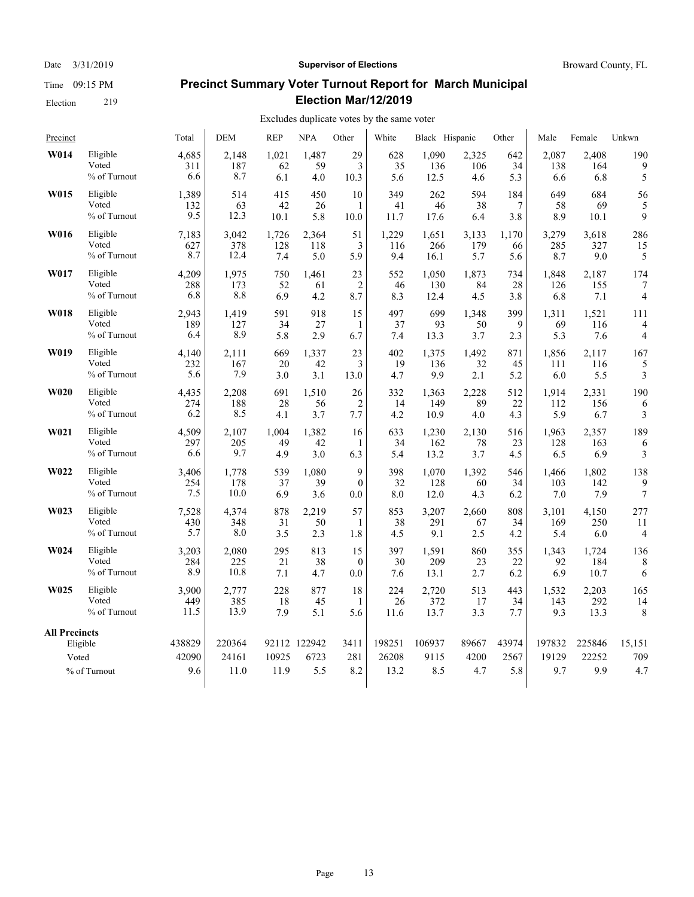# Precinct Summary Voter Turnout Report for March Municipal Election Mar/12/2019

Date 3/31/2019 | Time 09:15 PM | Election 219

Supervisor of Elections — Broward County, FL

Excludes duplicate votes by the same voter

| Precinct | | Total | DEM | REP | NPA | Other | White | Black | Hispanic | Other | Male | Female | Unkwn |
|---|---|---|---|---|---|---|---|---|---|---|---|---|---|
| **W014** | Eligible | 4,685 | 2,148 | 1,021 | 1,487 | 29 | 628 | 1,090 | 2,325 | 642 | 2,087 | 2,408 | 190 |
| | Voted | 311 | 187 | 62 | 59 | 3 | 35 | 136 | 106 | 34 | 138 | 164 | 9 |
| | % of Turnout | 6.6 | 8.7 | 6.1 | 4.0 | 10.3 | 5.6 | 12.5 | 4.6 | 5.3 | 6.6 | 6.8 | 5 |
| **W015** | Eligible | 1,389 | 514 | 415 | 450 | 10 | 349 | 262 | 594 | 184 | 649 | 684 | 56 |
| | Voted | 132 | 63 | 42 | 26 | 1 | 41 | 46 | 38 | 7 | 58 | 69 | 5 |
| | % of Turnout | 9.5 | 12.3 | 10.1 | 5.8 | 10.0 | 11.7 | 17.6 | 6.4 | 3.8 | 8.9 | 10.1 | 9 |
| **W016** | Eligible | 7,183 | 3,042 | 1,726 | 2,364 | 51 | 1,229 | 1,651 | 3,133 | 1,170 | 3,279 | 3,618 | 286 |
| | Voted | 627 | 378 | 128 | 118 | 3 | 116 | 266 | 179 | 66 | 285 | 327 | 15 |
| | % of Turnout | 8.7 | 12.4 | 7.4 | 5.0 | 5.9 | 9.4 | 16.1 | 5.7 | 5.6 | 8.7 | 9.0 | 5 |
| **W017** | Eligible | 4,209 | 1,975 | 750 | 1,461 | 23 | 552 | 1,050 | 1,873 | 734 | 1,848 | 2,187 | 174 |
| | Voted | 288 | 173 | 52 | 61 | 2 | 46 | 130 | 84 | 28 | 126 | 155 | 7 |
| | % of Turnout | 6.8 | 8.8 | 6.9 | 4.2 | 8.7 | 8.3 | 12.4 | 4.5 | 3.8 | 6.8 | 7.1 | 4 |
| **W018** | Eligible | 2,943 | 1,419 | 591 | 918 | 15 | 497 | 699 | 1,348 | 399 | 1,311 | 1,521 | 111 |
| | Voted | 189 | 127 | 34 | 27 | 1 | 37 | 93 | 50 | 9 | 69 | 116 | 4 |
| | % of Turnout | 6.4 | 8.9 | 5.8 | 2.9 | 6.7 | 7.4 | 13.3 | 3.7 | 2.3 | 5.3 | 7.6 | 4 |
| **W019** | Eligible | 4,140 | 2,111 | 669 | 1,337 | 23 | 402 | 1,375 | 1,492 | 871 | 1,856 | 2,117 | 167 |
| | Voted | 232 | 167 | 20 | 42 | 3 | 19 | 136 | 32 | 45 | 111 | 116 | 5 |
| | % of Turnout | 5.6 | 7.9 | 3.0 | 3.1 | 13.0 | 4.7 | 9.9 | 2.1 | 5.2 | 6.0 | 5.5 | 3 |
| **W020** | Eligible | 4,435 | 2,208 | 691 | 1,510 | 26 | 332 | 1,363 | 2,228 | 512 | 1,914 | 2,331 | 190 |
| | Voted | 274 | 188 | 28 | 56 | 2 | 14 | 149 | 89 | 22 | 112 | 156 | 6 |
| | % of Turnout | 6.2 | 8.5 | 4.1 | 3.7 | 7.7 | 4.2 | 10.9 | 4.0 | 4.3 | 5.9 | 6.7 | 3 |
| **W021** | Eligible | 4,509 | 2,107 | 1,004 | 1,382 | 16 | 633 | 1,230 | 2,130 | 516 | 1,963 | 2,357 | 189 |
| | Voted | 297 | 205 | 49 | 42 | 1 | 34 | 162 | 78 | 23 | 128 | 163 | 6 |
| | % of Turnout | 6.6 | 9.7 | 4.9 | 3.0 | 6.3 | 5.4 | 13.2 | 3.7 | 4.5 | 6.5 | 6.9 | 3 |
| **W022** | Eligible | 3,406 | 1,778 | 539 | 1,080 | 9 | 398 | 1,070 | 1,392 | 546 | 1,466 | 1,802 | 138 |
| | Voted | 254 | 178 | 37 | 39 | 0 | 32 | 128 | 60 | 34 | 103 | 142 | 9 |
| | % of Turnout | 7.5 | 10.0 | 6.9 | 3.6 | 0.0 | 8.0 | 12.0 | 4.3 | 6.2 | 7.0 | 7.9 | 7 |
| **W023** | Eligible | 7,528 | 4,374 | 878 | 2,219 | 57 | 853 | 3,207 | 2,660 | 808 | 3,101 | 4,150 | 277 |
| | Voted | 430 | 348 | 31 | 50 | 1 | 38 | 291 | 67 | 34 | 169 | 250 | 11 |
| | % of Turnout | 5.7 | 8.0 | 3.5 | 2.3 | 1.8 | 4.5 | 9.1 | 2.5 | 4.2 | 5.4 | 6.0 | 4 |
| **W024** | Eligible | 3,203 | 2,080 | 295 | 813 | 15 | 397 | 1,591 | 860 | 355 | 1,343 | 1,724 | 136 |
| | Voted | 284 | 225 | 21 | 38 | 0 | 30 | 209 | 23 | 22 | 92 | 184 | 8 |
| | % of Turnout | 8.9 | 10.8 | 7.1 | 4.7 | 0.0 | 7.6 | 13.1 | 2.7 | 6.2 | 6.9 | 10.7 | 6 |
| **W025** | Eligible | 3,900 | 2,777 | 228 | 877 | 18 | 224 | 2,720 | 513 | 443 | 1,532 | 2,203 | 165 |
| | Voted | 449 | 385 | 18 | 45 | 1 | 26 | 372 | 17 | 34 | 143 | 292 | 14 |
| | % of Turnout | 11.5 | 13.9 | 7.9 | 5.1 | 5.6 | 11.6 | 13.7 | 3.3 | 7.7 | 9.3 | 13.3 | 8 |
| **All Precincts** | Eligible | 438829 | 220364 | 92112 | 122942 | 3411 | 198251 | 106937 | 89667 | 43974 | 197832 | 225846 | 15,151 |
| | Voted | 42090 | 24161 | 10925 | 6723 | 281 | 26208 | 9115 | 4200 | 2567 | 19129 | 22252 | 709 |
| | % of Turnout | 9.6 | 11.0 | 11.9 | 5.5 | 8.2 | 13.2 | 8.5 | 4.7 | 5.8 | 9.7 | 9.9 | 4.7 |